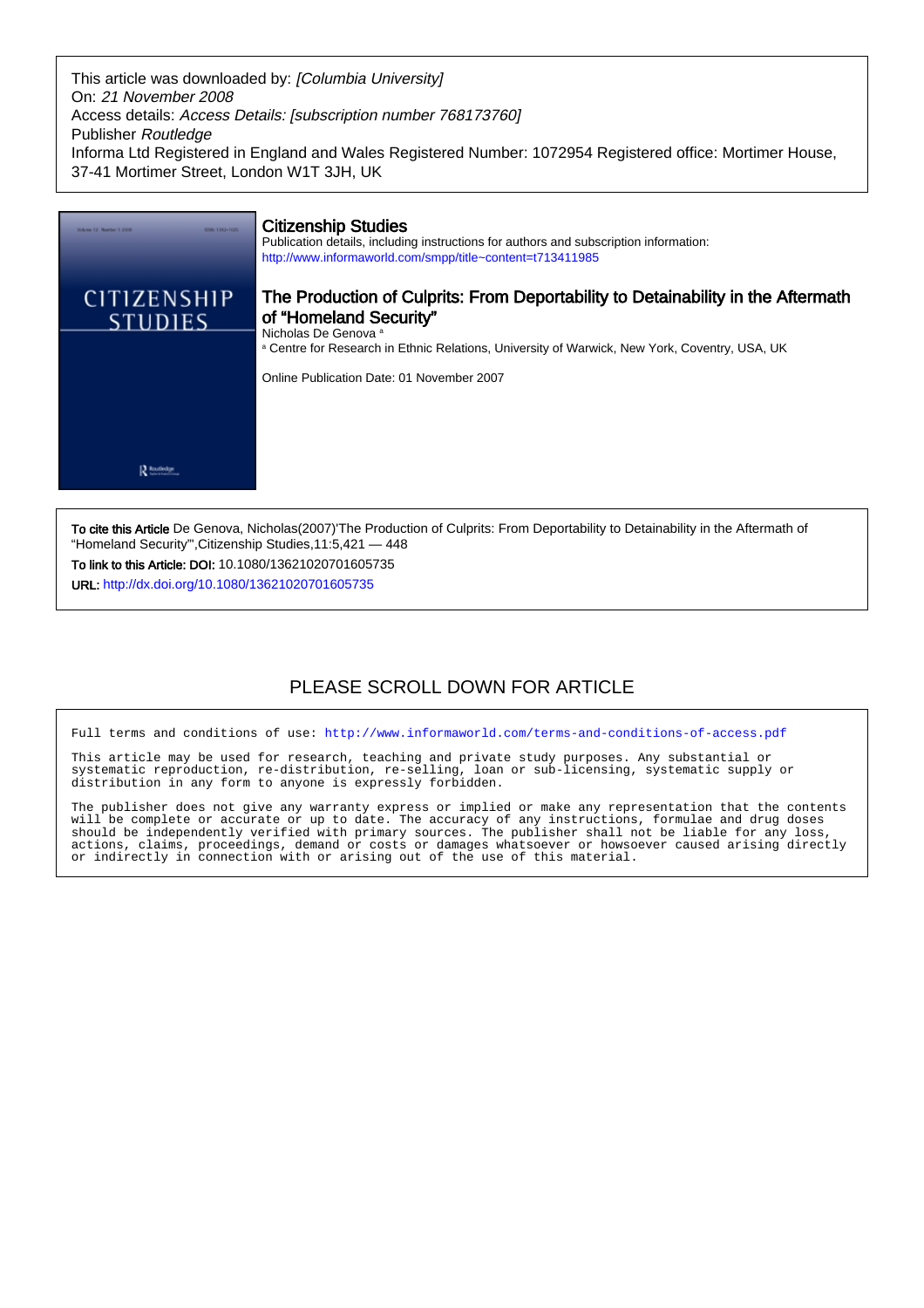This article was downloaded by: *[Columbia University]*
On: *21 November 2008*
Access details: *Access Details: [subscription number 768173760]*
Publisher *Routledge*
Informa Ltd Registered in England and Wales Registered Number: 1072954 Registered office: Mortimer House, 37-41 Mortimer Street, London W1T 3JH, UK

## Citizenship Studies

Publication details, including instructions for authors and subscription information:
http://www.informaworld.com/smpp/title~content=t713411985

## The Production of Culprits: From Deportability to Detainability in the Aftermath of "Homeland Security"

Nicholas De Genova [a]

[a] Centre for Research in Ethnic Relations, University of Warwick, New York, Coventry, USA, UK

Online Publication Date: 01 November 2007

**To cite this Article** De Genova, Nicholas(2007)'The Production of Culprits: From Deportability to Detainability in the Aftermath of "Homeland Security"',Citizenship Studies,11:5,421 — 448

**To link to this Article: DOI:** 10.1080/13621020701605735

**URL:** http://dx.doi.org/10.1080/13621020701605735

PLEASE SCROLL DOWN FOR ARTICLE

Full terms and conditions of use: http://www.informaworld.com/terms-and-conditions-of-access.pdf

This article may be used for research, teaching and private study purposes. Any substantial or systematic reproduction, re-distribution, re-selling, loan or sub-licensing, systematic supply or distribution in any form to anyone is expressly forbidden.

The publisher does not give any warranty express or implied or make any representation that the contents will be complete or accurate or up to date. The accuracy of any instructions, formulae and drug doses should be independently verified with primary sources. The publisher shall not be liable for any loss, actions, claims, proceedings, demand or costs or damages whatsoever or howsoever caused arising directly or indirectly in connection with or arising out of the use of this material.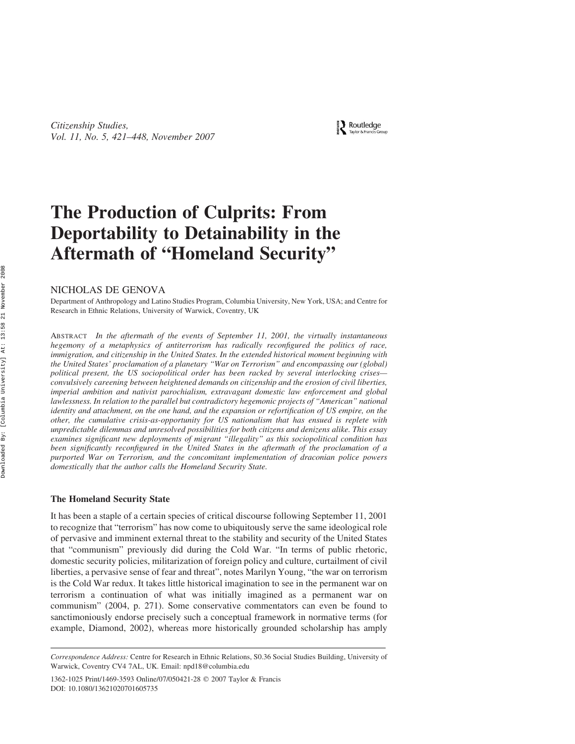# The Production of Culprits: From Deportability to Detainability in the Aftermath of "Homeland Security"

NICHOLAS DE GENOVA

Department of Anthropology and Latino Studies Program, Columbia University, New York, USA; and Centre for Research in Ethnic Relations, University of Warwick, Coventry, UK

ABSTRACT *In the aftermath of the events of September 11, 2001, the virtually instantaneous hegemony of a metaphysics of antiterrorism has radically reconfigured the politics of race, immigration, and citizenship in the United States. In the extended historical moment beginning with the United States' proclamation of a planetary "War on Terrorism" and encompassing our (global) political present, the US sociopolitical order has been racked by several interlocking crises—convulsively careening between heightened demands on citizenship and the erosion of civil liberties, imperial ambition and nativist parochialism, extravagant domestic law enforcement and global lawlessness. In relation to the parallel but contradictory hegemonic projects of "American" national identity and attachment, on the one hand, and the expansion or refortification of US empire, on the other, the cumulative crisis-as-opportunity for US nationalism that has ensued is replete with unpredictable dilemmas and unresolved possibilities for both citizens and denizens alike. This essay examines significant new deployments of migrant "illegality" as this sociopolitical condition has been significantly reconfigured in the United States in the aftermath of the proclamation of a purported War on Terrorism, and the concomitant implementation of draconian police powers domestically that the author calls the Homeland Security State.*

## The Homeland Security State

It has been a staple of a certain species of critical discourse following September 11, 2001 to recognize that "terrorism" has now come to ubiquitously serve the same ideological role of pervasive and imminent external threat to the stability and security of the United States that "communism" previously did during the Cold War. "In terms of public rhetoric, domestic security policies, militarization of foreign policy and culture, curtailment of civil liberties, a pervasive sense of fear and threat", notes Marilyn Young, "the war on terrorism is the Cold War redux. It takes little historical imagination to see in the permanent war on terrorism a continuation of what was initially imagined as a permanent war on communism" (2004, p. 271). Some conservative commentators can even be found to sanctimoniously endorse precisely such a conceptual framework in normative terms (for example, Diamond, 2002), whereas more historically grounded scholarship has amply

*Correspondence Address:* Centre for Research in Ethnic Relations, S0.36 Social Studies Building, University of Warwick, Coventry CV4 7AL, UK. Email: npd18@columbia.edu

1362-1025 Print/1469-3593 Online/07/050421-28 © 2007 Taylor & Francis
DOI: 10.1080/13621020701605735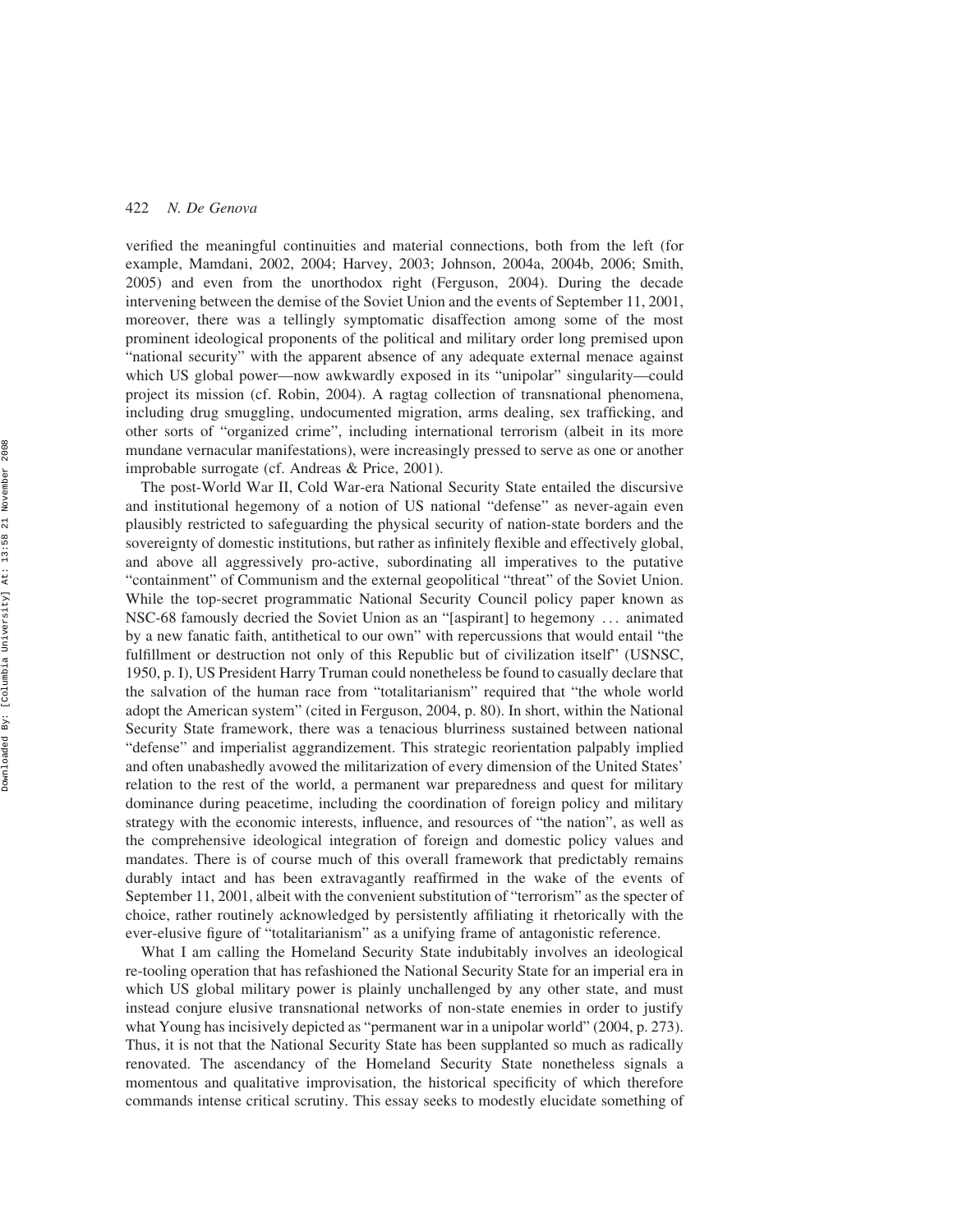verified the meaningful continuities and material connections, both from the left (for example, Mamdani, 2002, 2004; Harvey, 2003; Johnson, 2004a, 2004b, 2006; Smith, 2005) and even from the unorthodox right (Ferguson, 2004). During the decade intervening between the demise of the Soviet Union and the events of September 11, 2001, moreover, there was a tellingly symptomatic disaffection among some of the most prominent ideological proponents of the political and military order long premised upon "national security" with the apparent absence of any adequate external menace against which US global power—now awkwardly exposed in its "unipolar" singularity—could project its mission (cf. Robin, 2004). A ragtag collection of transnational phenomena, including drug smuggling, undocumented migration, arms dealing, sex trafficking, and other sorts of "organized crime", including international terrorism (albeit in its more mundane vernacular manifestations), were increasingly pressed to serve as one or another improbable surrogate (cf. Andreas & Price, 2001).

The post-World War II, Cold War-era National Security State entailed the discursive and institutional hegemony of a notion of US national "defense" as never-again even plausibly restricted to safeguarding the physical security of nation-state borders and the sovereignty of domestic institutions, but rather as infinitely flexible and effectively global, and above all aggressively pro-active, subordinating all imperatives to the putative "containment" of Communism and the external geopolitical "threat" of the Soviet Union. While the top-secret programmatic National Security Council policy paper known as NSC-68 famously decried the Soviet Union as an "[aspirant] to hegemony … animated by a new fanatic faith, antithetical to our own" with repercussions that would entail "the fulfillment or destruction not only of this Republic but of civilization itself" (USNSC, 1950, p. I), US President Harry Truman could nonetheless be found to casually declare that the salvation of the human race from "totalitarianism" required that "the whole world adopt the American system" (cited in Ferguson, 2004, p. 80). In short, within the National Security State framework, there was a tenacious blurriness sustained between national "defense" and imperialist aggrandizement. This strategic reorientation palpably implied and often unabashedly avowed the militarization of every dimension of the United States' relation to the rest of the world, a permanent war preparedness and quest for military dominance during peacetime, including the coordination of foreign policy and military strategy with the economic interests, influence, and resources of "the nation", as well as the comprehensive ideological integration of foreign and domestic policy values and mandates. There is of course much of this overall framework that predictably remains durably intact and has been extravagantly reaffirmed in the wake of the events of September 11, 2001, albeit with the convenient substitution of "terrorism" as the specter of choice, rather routinely acknowledged by persistently affiliating it rhetorically with the ever-elusive figure of "totalitarianism" as a unifying frame of antagonistic reference.

What I am calling the Homeland Security State indubitably involves an ideological re-tooling operation that has refashioned the National Security State for an imperial era in which US global military power is plainly unchallenged by any other state, and must instead conjure elusive transnational networks of non-state enemies in order to justify what Young has incisively depicted as "permanent war in a unipolar world" (2004, p. 273). Thus, it is not that the National Security State has been supplanted so much as radically renovated. The ascendancy of the Homeland Security State nonetheless signals a momentous and qualitative improvisation, the historical specificity of which therefore commands intense critical scrutiny. This essay seeks to modestly elucidate something of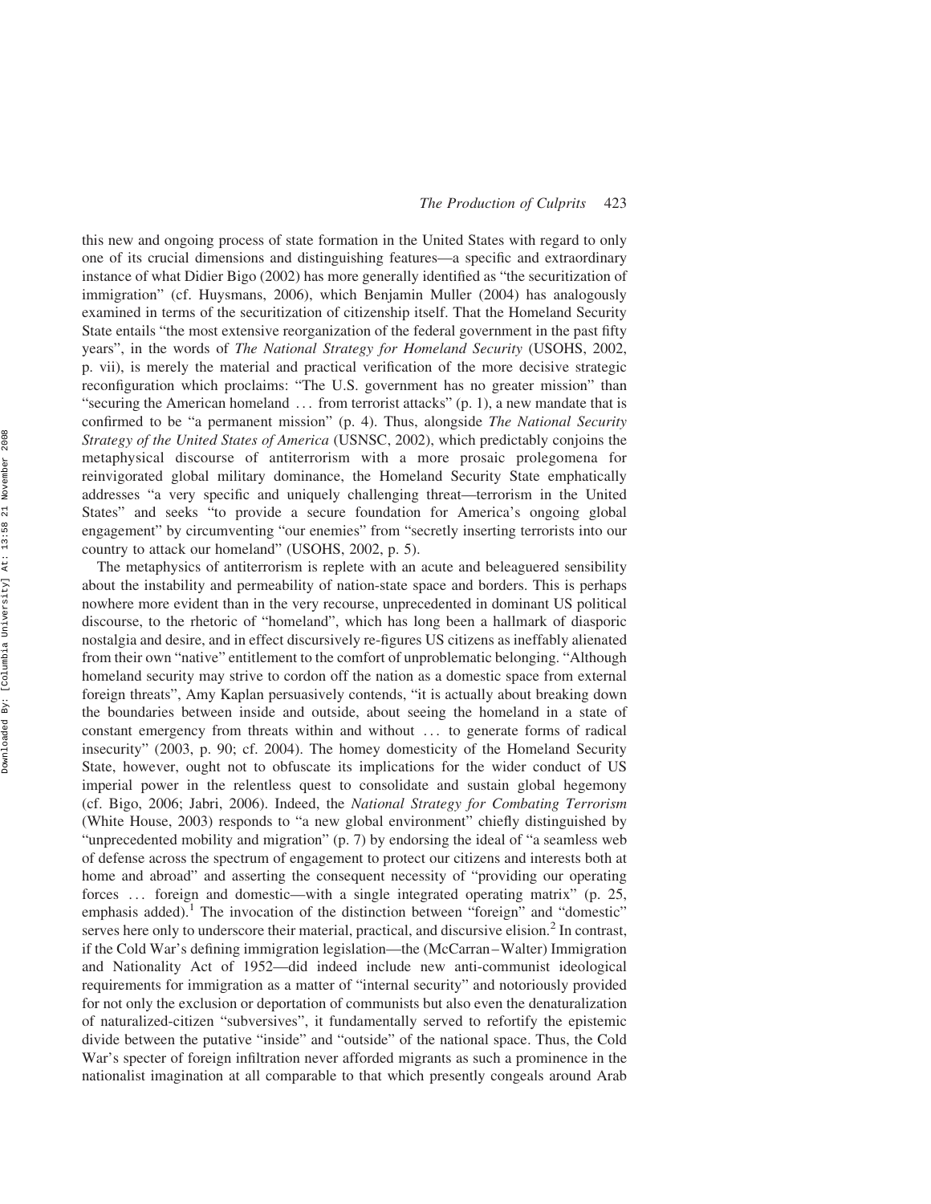this new and ongoing process of state formation in the United States with regard to only one of its crucial dimensions and distinguishing features—a specific and extraordinary instance of what Didier Bigo (2002) has more generally identified as "the securitization of immigration" (cf. Huysmans, 2006), which Benjamin Muller (2004) has analogously examined in terms of the securitization of citizenship itself. That the Homeland Security State entails "the most extensive reorganization of the federal government in the past fifty years", in the words of *The National Strategy for Homeland Security* (USOHS, 2002, p. vii), is merely the material and practical verification of the more decisive strategic reconfiguration which proclaims: "The U.S. government has no greater mission" than "securing the American homeland … from terrorist attacks" (p. 1), a new mandate that is confirmed to be "a permanent mission" (p. 4). Thus, alongside *The National Security Strategy of the United States of America* (USNSC, 2002), which predictably conjoins the metaphysical discourse of antiterrorism with a more prosaic prolegomena for reinvigorated global military dominance, the Homeland Security State emphatically addresses "a very specific and uniquely challenging threat—terrorism in the United States" and seeks "to provide a secure foundation for America's ongoing global engagement" by circumventing "our enemies" from "secretly inserting terrorists into our country to attack our homeland" (USOHS, 2002, p. 5).

The metaphysics of antiterrorism is replete with an acute and beleaguered sensibility about the instability and permeability of nation-state space and borders. This is perhaps nowhere more evident than in the very recourse, unprecedented in dominant US political discourse, to the rhetoric of "homeland", which has long been a hallmark of diasporic nostalgia and desire, and in effect discursively re-figures US citizens as ineffably alienated from their own "native" entitlement to the comfort of unproblematic belonging. "Although homeland security may strive to cordon off the nation as a domestic space from external foreign threats", Amy Kaplan persuasively contends, "it is actually about breaking down the boundaries between inside and outside, about seeing the homeland in a state of constant emergency from threats within and without … to generate forms of radical insecurity" (2003, p. 90; cf. 2004). The homey domesticity of the Homeland Security State, however, ought not to obfuscate its implications for the wider conduct of US imperial power in the relentless quest to consolidate and sustain global hegemony (cf. Bigo, 2006; Jabri, 2006). Indeed, the *National Strategy for Combating Terrorism* (White House, 2003) responds to "a new global environment" chiefly distinguished by "unprecedented mobility and migration" (p. 7) by endorsing the ideal of "a seamless web of defense across the spectrum of engagement to protect our citizens and interests both at home and abroad" and asserting the consequent necessity of "providing our operating forces … foreign and domestic—with a single integrated operating matrix" (p. 25, emphasis added).[1] The invocation of the distinction between "foreign" and "domestic" serves here only to underscore their material, practical, and discursive elision.[2] In contrast, if the Cold War's defining immigration legislation—the (McCarran–Walter) Immigration and Nationality Act of 1952—did indeed include new anti-communist ideological requirements for immigration as a matter of "internal security" and notoriously provided for not only the exclusion or deportation of communists but also even the denaturalization of naturalized-citizen "subversives", it fundamentally served to refortify the epistemic divide between the putative "inside" and "outside" of the national space. Thus, the Cold War's specter of foreign infiltration never afforded migrants as such a prominence in the nationalist imagination at all comparable to that which presently congeals around Arab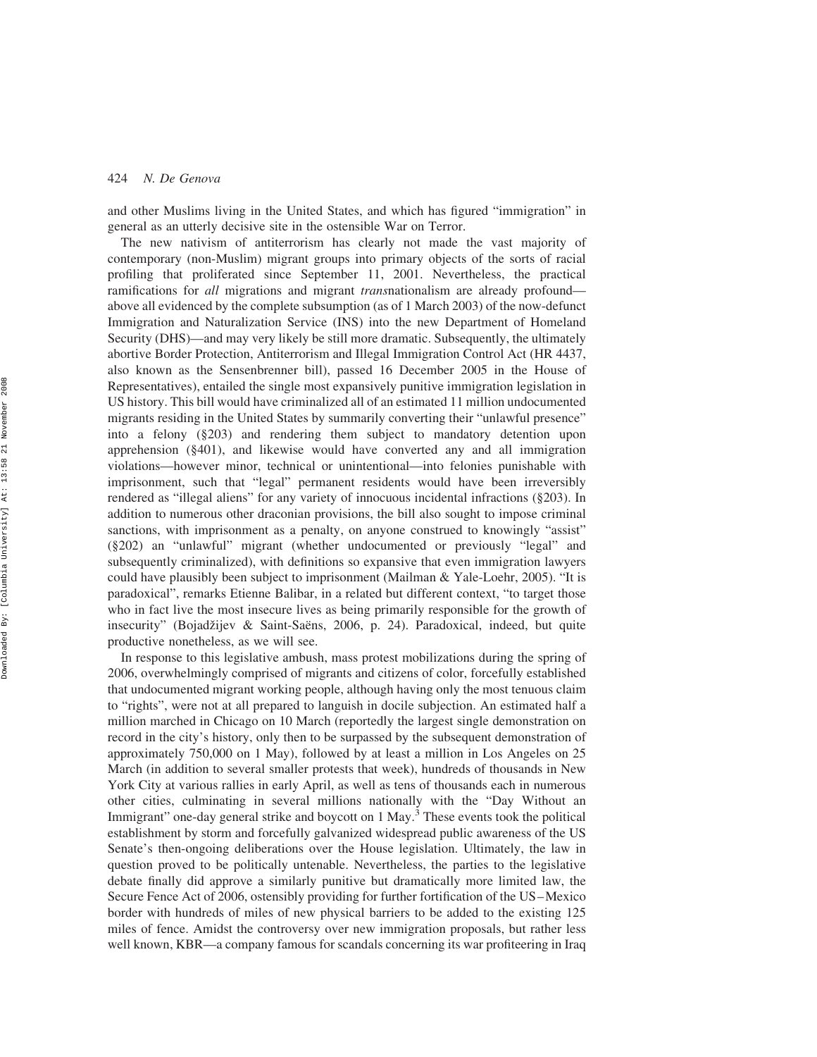and other Muslims living in the United States, and which has figured "immigration" in general as an utterly decisive site in the ostensible War on Terror.

The new nativism of antiterrorism has clearly not made the vast majority of contemporary (non-Muslim) migrant groups into primary objects of the sorts of racial profiling that proliferated since September 11, 2001. Nevertheless, the practical ramifications for *all* migrations and migrant *trans*nationalism are already profound—above all evidenced by the complete subsumption (as of 1 March 2003) of the now-defunct Immigration and Naturalization Service (INS) into the new Department of Homeland Security (DHS)—and may very likely be still more dramatic. Subsequently, the ultimately abortive Border Protection, Antiterrorism and Illegal Immigration Control Act (HR 4437, also known as the Sensenbrenner bill), passed 16 December 2005 in the House of Representatives), entailed the single most expansively punitive immigration legislation in US history. This bill would have criminalized all of an estimated 11 million undocumented migrants residing in the United States by summarily converting their "unlawful presence" into a felony (§203) and rendering them subject to mandatory detention upon apprehension (§401), and likewise would have converted any and all immigration violations—however minor, technical or unintentional—into felonies punishable with imprisonment, such that "legal" permanent residents would have been irreversibly rendered as "illegal aliens" for any variety of innocuous incidental infractions (§203). In addition to numerous other draconian provisions, the bill also sought to impose criminal sanctions, with imprisonment as a penalty, on anyone construed to knowingly "assist" (§202) an "unlawful" migrant (whether undocumented or previously "legal" and subsequently criminalized), with definitions so expansive that even immigration lawyers could have plausibly been subject to imprisonment (Mailman & Yale-Loehr, 2005). "It is paradoxical", remarks Etienne Balibar, in a related but different context, "to target those who in fact live the most insecure lives as being primarily responsible for the growth of insecurity" (Bojadžijev & Saint-Saëns, 2006, p. 24). Paradoxical, indeed, but quite productive nonetheless, as we will see.

In response to this legislative ambush, mass protest mobilizations during the spring of 2006, overwhelmingly comprised of migrants and citizens of color, forcefully established that undocumented migrant working people, although having only the most tenuous claim to "rights", were not at all prepared to languish in docile subjection. An estimated half a million marched in Chicago on 10 March (reportedly the largest single demonstration on record in the city's history, only then to be surpassed by the subsequent demonstration of approximately 750,000 on 1 May), followed by at least a million in Los Angeles on 25 March (in addition to several smaller protests that week), hundreds of thousands in New York City at various rallies in early April, as well as tens of thousands each in numerous other cities, culminating in several millions nationally with the "Day Without an Immigrant" one-day general strike and boycott on 1 May.[3] These events took the political establishment by storm and forcefully galvanized widespread public awareness of the US Senate's then-ongoing deliberations over the House legislation. Ultimately, the law in question proved to be politically untenable. Nevertheless, the parties to the legislative debate finally did approve a similarly punitive but dramatically more limited law, the Secure Fence Act of 2006, ostensibly providing for further fortification of the US–Mexico border with hundreds of miles of new physical barriers to be added to the existing 125 miles of fence. Amidst the controversy over new immigration proposals, but rather less well known, KBR—a company famous for scandals concerning its war profiteering in Iraq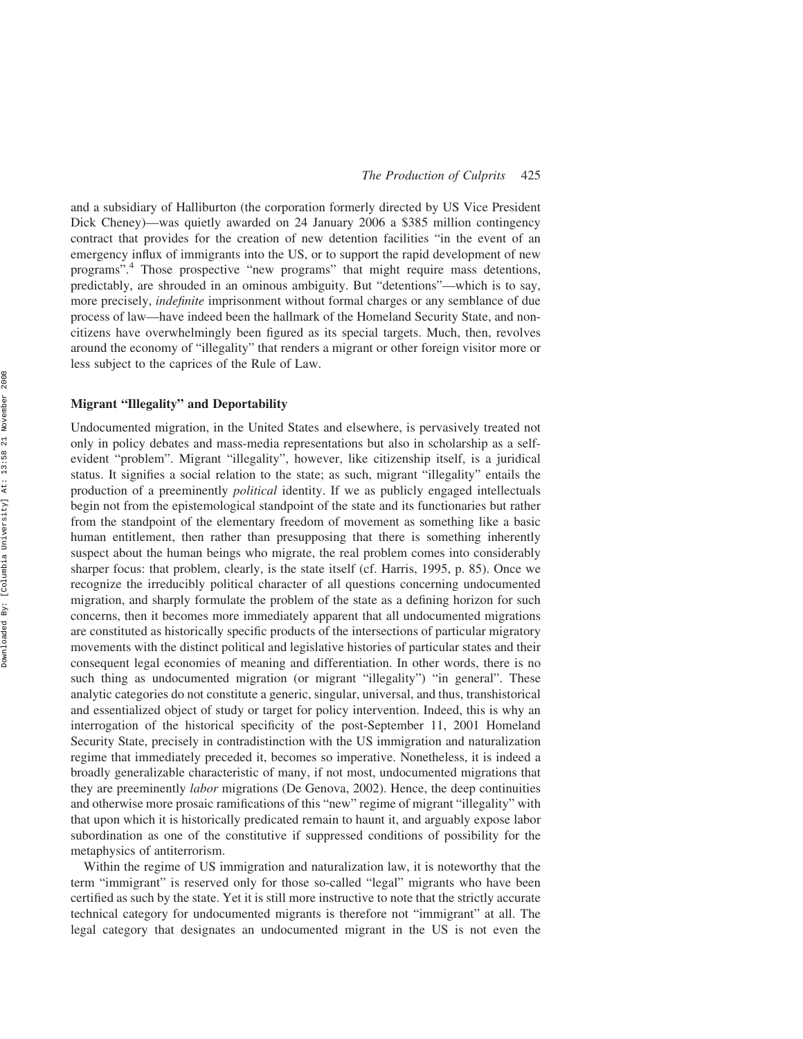and a subsidiary of Halliburton (the corporation formerly directed by US Vice President Dick Cheney)—was quietly awarded on 24 January 2006 a $385 million contingency contract that provides for the creation of new detention facilities "in the event of an emergency influx of immigrants into the US, or to support the rapid development of new programs".[4] Those prospective "new programs" that might require mass detentions, predictably, are shrouded in an ominous ambiguity. But "detentions"—which is to say, more precisely, *indefinite* imprisonment without formal charges or any semblance of due process of law—have indeed been the hallmark of the Homeland Security State, and non-citizens have overwhelmingly been figured as its special targets. Much, then, revolves around the economy of "illegality" that renders a migrant or other foreign visitor more or less subject to the caprices of the Rule of Law.

### Migrant "Illegality" and Deportability

Undocumented migration, in the United States and elsewhere, is pervasively treated not only in policy debates and mass-media representations but also in scholarship as a self-evident "problem". Migrant "illegality", however, like citizenship itself, is a juridical status. It signifies a social relation to the state; as such, migrant "illegality" entails the production of a preeminently *political* identity. If we as publicly engaged intellectuals begin not from the epistemological standpoint of the state and its functionaries but rather from the standpoint of the elementary freedom of movement as something like a basic human entitlement, then rather than presupposing that there is something inherently suspect about the human beings who migrate, the real problem comes into considerably sharper focus: that problem, clearly, is the state itself (cf. Harris, 1995, p. 85). Once we recognize the irreducibly political character of all questions concerning undocumented migration, and sharply formulate the problem of the state as a defining horizon for such concerns, then it becomes more immediately apparent that all undocumented migrations are constituted as historically specific products of the intersections of particular migratory movements with the distinct political and legislative histories of particular states and their consequent legal economies of meaning and differentiation. In other words, there is no such thing as undocumented migration (or migrant "illegality") "in general". These analytic categories do not constitute a generic, singular, universal, and thus, transhistorical and essentialized object of study or target for policy intervention. Indeed, this is why an interrogation of the historical specificity of the post-September 11, 2001 Homeland Security State, precisely in contradistinction with the US immigration and naturalization regime that immediately preceded it, becomes so imperative. Nonetheless, it is indeed a broadly generalizable characteristic of many, if not most, undocumented migrations that they are preeminently *labor* migrations (De Genova, 2002). Hence, the deep continuities and otherwise more prosaic ramifications of this "new" regime of migrant "illegality" with that upon which it is historically predicated remain to haunt it, and arguably expose labor subordination as one of the constitutive if suppressed conditions of possibility for the metaphysics of antiterrorism.

Within the regime of US immigration and naturalization law, it is noteworthy that the term "immigrant" is reserved only for those so-called "legal" migrants who have been certified as such by the state. Yet it is still more instructive to note that the strictly accurate technical category for undocumented migrants is therefore not "immigrant" at all. The legal category that designates an undocumented migrant in the US is not even the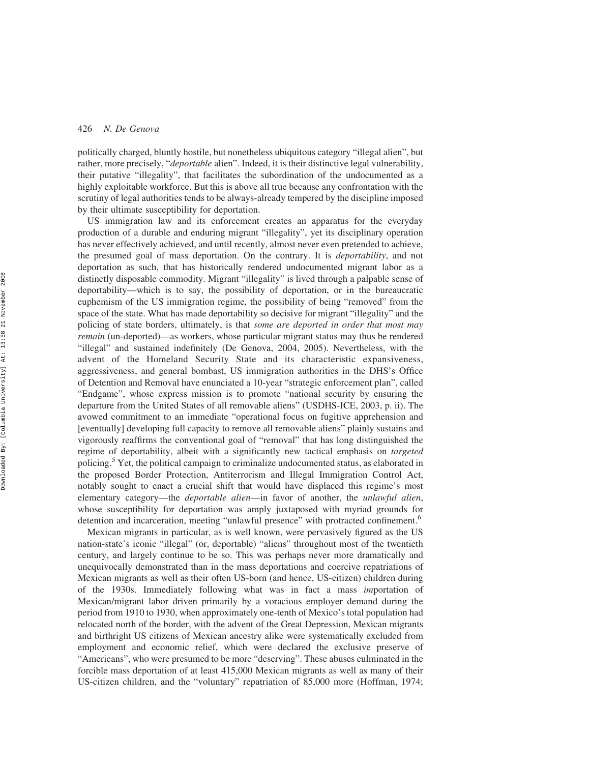politically charged, bluntly hostile, but nonetheless ubiquitous category "illegal alien", but rather, more precisely, "*deportable* alien". Indeed, it is their distinctive legal vulnerability, their putative "illegality", that facilitates the subordination of the undocumented as a highly exploitable workforce. But this is above all true because any confrontation with the scrutiny of legal authorities tends to be always-already tempered by the discipline imposed by their ultimate susceptibility for deportation.

US immigration law and its enforcement creates an apparatus for the everyday production of a durable and enduring migrant "illegality", yet its disciplinary operation has never effectively achieved, and until recently, almost never even pretended to achieve, the presumed goal of mass deportation. On the contrary. It is *deportability*, and not deportation as such, that has historically rendered undocumented migrant labor as a distinctly disposable commodity. Migrant "illegality" is lived through a palpable sense of deportability—which is to say, the possibility of deportation, or in the bureaucratic euphemism of the US immigration regime, the possibility of being "removed" from the space of the state. What has made deportability so decisive for migrant "illegality" and the policing of state borders, ultimately, is that *some are deported in order that most may remain* (un-deported)—as workers, whose particular migrant status may thus be rendered "illegal" and sustained indefinitely (De Genova, 2004, 2005). Nevertheless, with the advent of the Homeland Security State and its characteristic expansiveness, aggressiveness, and general bombast, US immigration authorities in the DHS's Office of Detention and Removal have enunciated a 10-year "strategic enforcement plan", called "Endgame", whose express mission is to promote "national security by ensuring the departure from the United States of all removable aliens" (USDHS-ICE, 2003, p. ii). The avowed commitment to an immediate "operational focus on fugitive apprehension and [eventually] developing full capacity to remove all removable aliens" plainly sustains and vigorously reaffirms the conventional goal of "removal" that has long distinguished the regime of deportability, albeit with a significantly new tactical emphasis on *targeted* policing.[5] Yet, the political campaign to criminalize undocumented status, as elaborated in the proposed Border Protection, Antiterrorism and Illegal Immigration Control Act, notably sought to enact a crucial shift that would have displaced this regime's most elementary category—the *deportable alien*—in favor of another, the *unlawful alien*, whose susceptibility for deportation was amply juxtaposed with myriad grounds for detention and incarceration, meeting "unlawful presence" with protracted confinement.[6]

Mexican migrants in particular, as is well known, were pervasively figured as the US nation-state's iconic "illegal" (or, deportable) "aliens" throughout most of the twentieth century, and largely continue to be so. This was perhaps never more dramatically and unequivocally demonstrated than in the mass deportations and coercive repatriations of Mexican migrants as well as their often US-born (and hence, US-citizen) children during of the 1930s. Immediately following what was in fact a mass *im*portation of Mexican/migrant labor driven primarily by a voracious employer demand during the period from 1910 to 1930, when approximately one-tenth of Mexico's total population had relocated north of the border, with the advent of the Great Depression, Mexican migrants and birthright US citizens of Mexican ancestry alike were systematically excluded from employment and economic relief, which were declared the exclusive preserve of "Americans", who were presumed to be more "deserving". These abuses culminated in the forcible mass deportation of at least 415,000 Mexican migrants as well as many of their US-citizen children, and the "voluntary" repatriation of 85,000 more (Hoffman, 1974;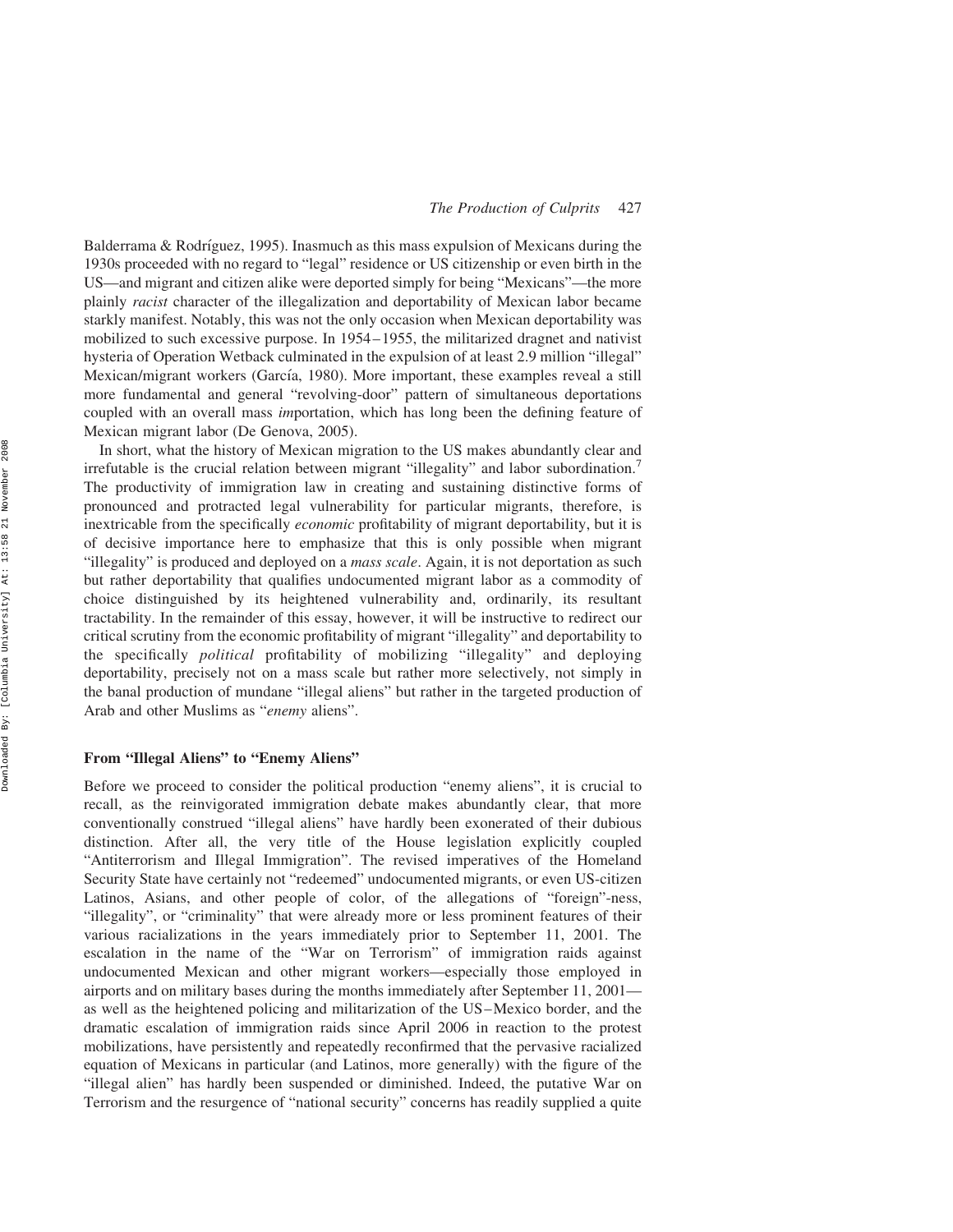Balderrama & Rodríguez, 1995). Inasmuch as this mass expulsion of Mexicans during the 1930s proceeded with no regard to "legal" residence or US citizenship or even birth in the US—and migrant and citizen alike were deported simply for being "Mexicans"—the more plainly *racist* character of the illegalization and deportability of Mexican labor became starkly manifest. Notably, this was not the only occasion when Mexican deportability was mobilized to such excessive purpose. In 1954–1955, the militarized dragnet and nativist hysteria of Operation Wetback culminated in the expulsion of at least 2.9 million "illegal" Mexican/migrant workers (García, 1980). More important, these examples reveal a still more fundamental and general "revolving-door" pattern of simultaneous deportations coupled with an overall mass *im*portation, which has long been the defining feature of Mexican migrant labor (De Genova, 2005).

In short, what the history of Mexican migration to the US makes abundantly clear and irrefutable is the crucial relation between migrant "illegality" and labor subordination.[7] The productivity of immigration law in creating and sustaining distinctive forms of pronounced and protracted legal vulnerability for particular migrants, therefore, is inextricable from the specifically *economic* profitability of migrant deportability, but it is of decisive importance here to emphasize that this is only possible when migrant "illegality" is produced and deployed on a *mass scale*. Again, it is not deportation as such but rather deportability that qualifies undocumented migrant labor as a commodity of choice distinguished by its heightened vulnerability and, ordinarily, its resultant tractability. In the remainder of this essay, however, it will be instructive to redirect our critical scrutiny from the economic profitability of migrant "illegality" and deportability to the specifically *political* profitability of mobilizing "illegality" and deploying deportability, precisely not on a mass scale but rather more selectively, not simply in the banal production of mundane "illegal aliens" but rather in the targeted production of Arab and other Muslims as "*enemy* aliens".

## From "Illegal Aliens" to "Enemy Aliens"

Before we proceed to consider the political production "enemy aliens", it is crucial to recall, as the reinvigorated immigration debate makes abundantly clear, that more conventionally construed "illegal aliens" have hardly been exonerated of their dubious distinction. After all, the very title of the House legislation explicitly coupled "Antiterrorism and Illegal Immigration". The revised imperatives of the Homeland Security State have certainly not "redeemed" undocumented migrants, or even US-citizen Latinos, Asians, and other people of color, of the allegations of "foreign"-ness, "illegality", or "criminality" that were already more or less prominent features of their various racializations in the years immediately prior to September 11, 2001. The escalation in the name of the "War on Terrorism" of immigration raids against undocumented Mexican and other migrant workers—especially those employed in airports and on military bases during the months immediately after September 11, 2001—as well as the heightened policing and militarization of the US–Mexico border, and the dramatic escalation of immigration raids since April 2006 in reaction to the protest mobilizations, have persistently and repeatedly reconfirmed that the pervasive racialized equation of Mexicans in particular (and Latinos, more generally) with the figure of the "illegal alien" has hardly been suspended or diminished. Indeed, the putative War on Terrorism and the resurgence of "national security" concerns has readily supplied a quite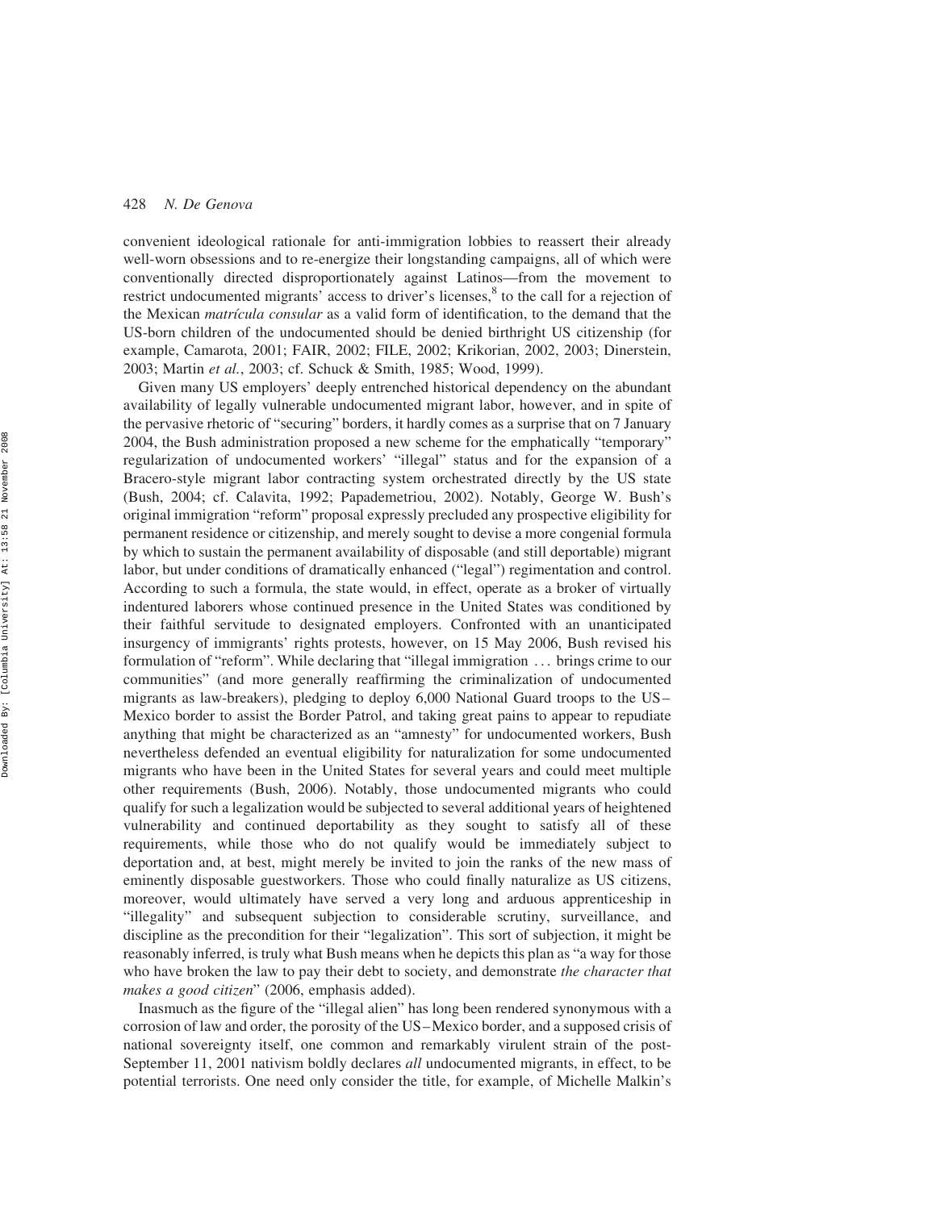convenient ideological rationale for anti-immigration lobbies to reassert their already well-worn obsessions and to re-energize their longstanding campaigns, all of which were conventionally directed disproportionately against Latinos—from the movement to restrict undocumented migrants' access to driver's licenses,[8] to the call for a rejection of the Mexican *matrícula consular* as a valid form of identification, to the demand that the US-born children of the undocumented should be denied birthright US citizenship (for example, Camarota, 2001; FAIR, 2002; FILE, 2002; Krikorian, 2002, 2003; Dinerstein, 2003; Martin *et al.*, 2003; cf. Schuck & Smith, 1985; Wood, 1999).

Given many US employers' deeply entrenched historical dependency on the abundant availability of legally vulnerable undocumented migrant labor, however, and in spite of the pervasive rhetoric of "securing" borders, it hardly comes as a surprise that on 7 January 2004, the Bush administration proposed a new scheme for the emphatically "temporary" regularization of undocumented workers' "illegal" status and for the expansion of a Bracero-style migrant labor contracting system orchestrated directly by the US state (Bush, 2004; cf. Calavita, 1992; Papademetriou, 2002). Notably, George W. Bush's original immigration "reform" proposal expressly precluded any prospective eligibility for permanent residence or citizenship, and merely sought to devise a more congenial formula by which to sustain the permanent availability of disposable (and still deportable) migrant labor, but under conditions of dramatically enhanced ("legal") regimentation and control. According to such a formula, the state would, in effect, operate as a broker of virtually indentured laborers whose continued presence in the United States was conditioned by their faithful servitude to designated employers. Confronted with an unanticipated insurgency of immigrants' rights protests, however, on 15 May 2006, Bush revised his formulation of "reform". While declaring that "illegal immigration ... brings crime to our communities" (and more generally reaffirming the criminalization of undocumented migrants as law-breakers), pledging to deploy 6,000 National Guard troops to the US–Mexico border to assist the Border Patrol, and taking great pains to appear to repudiate anything that might be characterized as an "amnesty" for undocumented workers, Bush nevertheless defended an eventual eligibility for naturalization for some undocumented migrants who have been in the United States for several years and could meet multiple other requirements (Bush, 2006). Notably, those undocumented migrants who could qualify for such a legalization would be subjected to several additional years of heightened vulnerability and continued deportability as they sought to satisfy all of these requirements, while those who do not qualify would be immediately subject to deportation and, at best, might merely be invited to join the ranks of the new mass of eminently disposable guestworkers. Those who could finally naturalize as US citizens, moreover, would ultimately have served a very long and arduous apprenticeship in "illegality" and subsequent subjection to considerable scrutiny, surveillance, and discipline as the precondition for their "legalization". This sort of subjection, it might be reasonably inferred, is truly what Bush means when he depicts this plan as "a way for those who have broken the law to pay their debt to society, and demonstrate *the character that makes a good citizen*" (2006, emphasis added).

Inasmuch as the figure of the "illegal alien" has long been rendered synonymous with a corrosion of law and order, the porosity of the US–Mexico border, and a supposed crisis of national sovereignty itself, one common and remarkably virulent strain of the post-September 11, 2001 nativism boldly declares *all* undocumented migrants, in effect, to be potential terrorists. One need only consider the title, for example, of Michelle Malkin's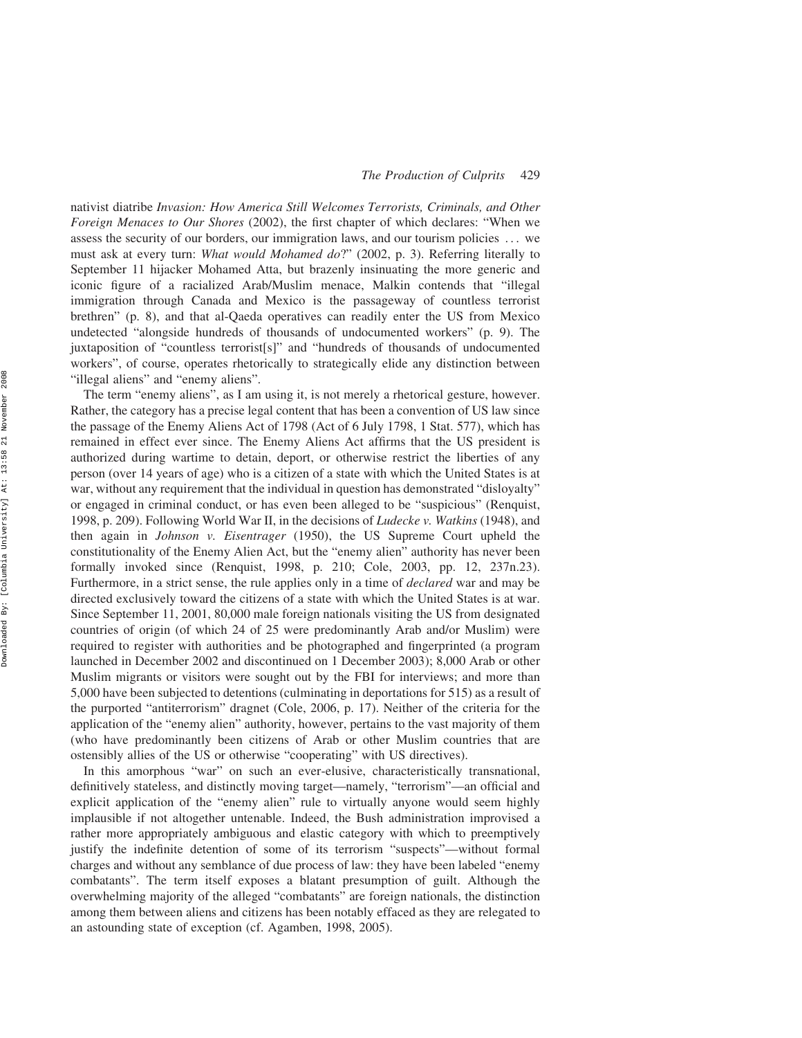nativist diatribe *Invasion: How America Still Welcomes Terrorists, Criminals, and Other Foreign Menaces to Our Shores* (2002), the first chapter of which declares: "When we assess the security of our borders, our immigration laws, and our tourism policies ... we must ask at every turn: *What would Mohamed do*?" (2002, p. 3). Referring literally to September 11 hijacker Mohamed Atta, but brazenly insinuating the more generic and iconic figure of a racialized Arab/Muslim menace, Malkin contends that "illegal immigration through Canada and Mexico is the passageway of countless terrorist brethren" (p. 8), and that al-Qaeda operatives can readily enter the US from Mexico undetected "alongside hundreds of thousands of undocumented workers" (p. 9). The juxtaposition of "countless terrorist[s]" and "hundreds of thousands of undocumented workers", of course, operates rhetorically to strategically elide any distinction between "illegal aliens" and "enemy aliens".

The term "enemy aliens", as I am using it, is not merely a rhetorical gesture, however. Rather, the category has a precise legal content that has been a convention of US law since the passage of the Enemy Aliens Act of 1798 (Act of 6 July 1798, 1 Stat. 577), which has remained in effect ever since. The Enemy Aliens Act affirms that the US president is authorized during wartime to detain, deport, or otherwise restrict the liberties of any person (over 14 years of age) who is a citizen of a state with which the United States is at war, without any requirement that the individual in question has demonstrated "disloyalty" or engaged in criminal conduct, or has even been alleged to be "suspicious" (Renquist, 1998, p. 209). Following World War II, in the decisions of *Ludecke v. Watkins* (1948), and then again in *Johnson v. Eisentrager* (1950), the US Supreme Court upheld the constitutionality of the Enemy Alien Act, but the "enemy alien" authority has never been formally invoked since (Renquist, 1998, p. 210; Cole, 2003, pp. 12, 237n.23). Furthermore, in a strict sense, the rule applies only in a time of *declared* war and may be directed exclusively toward the citizens of a state with which the United States is at war. Since September 11, 2001, 80,000 male foreign nationals visiting the US from designated countries of origin (of which 24 of 25 were predominantly Arab and/or Muslim) were required to register with authorities and be photographed and fingerprinted (a program launched in December 2002 and discontinued on 1 December 2003); 8,000 Arab or other Muslim migrants or visitors were sought out by the FBI for interviews; and more than 5,000 have been subjected to detentions (culminating in deportations for 515) as a result of the purported "antiterrorism" dragnet (Cole, 2006, p. 17). Neither of the criteria for the application of the "enemy alien" authority, however, pertains to the vast majority of them (who have predominantly been citizens of Arab or other Muslim countries that are ostensibly allies of the US or otherwise "cooperating" with US directives).

In this amorphous "war" on such an ever-elusive, characteristically transnational, definitively stateless, and distinctly moving target—namely, "terrorism"—an official and explicit application of the "enemy alien" rule to virtually anyone would seem highly implausible if not altogether untenable. Indeed, the Bush administration improvised a rather more appropriately ambiguous and elastic category with which to preemptively justify the indefinite detention of some of its terrorism "suspects"—without formal charges and without any semblance of due process of law: they have been labeled "enemy combatants". The term itself exposes a blatant presumption of guilt. Although the overwhelming majority of the alleged "combatants" are foreign nationals, the distinction among them between aliens and citizens has been notably effaced as they are relegated to an astounding state of exception (cf. Agamben, 1998, 2005).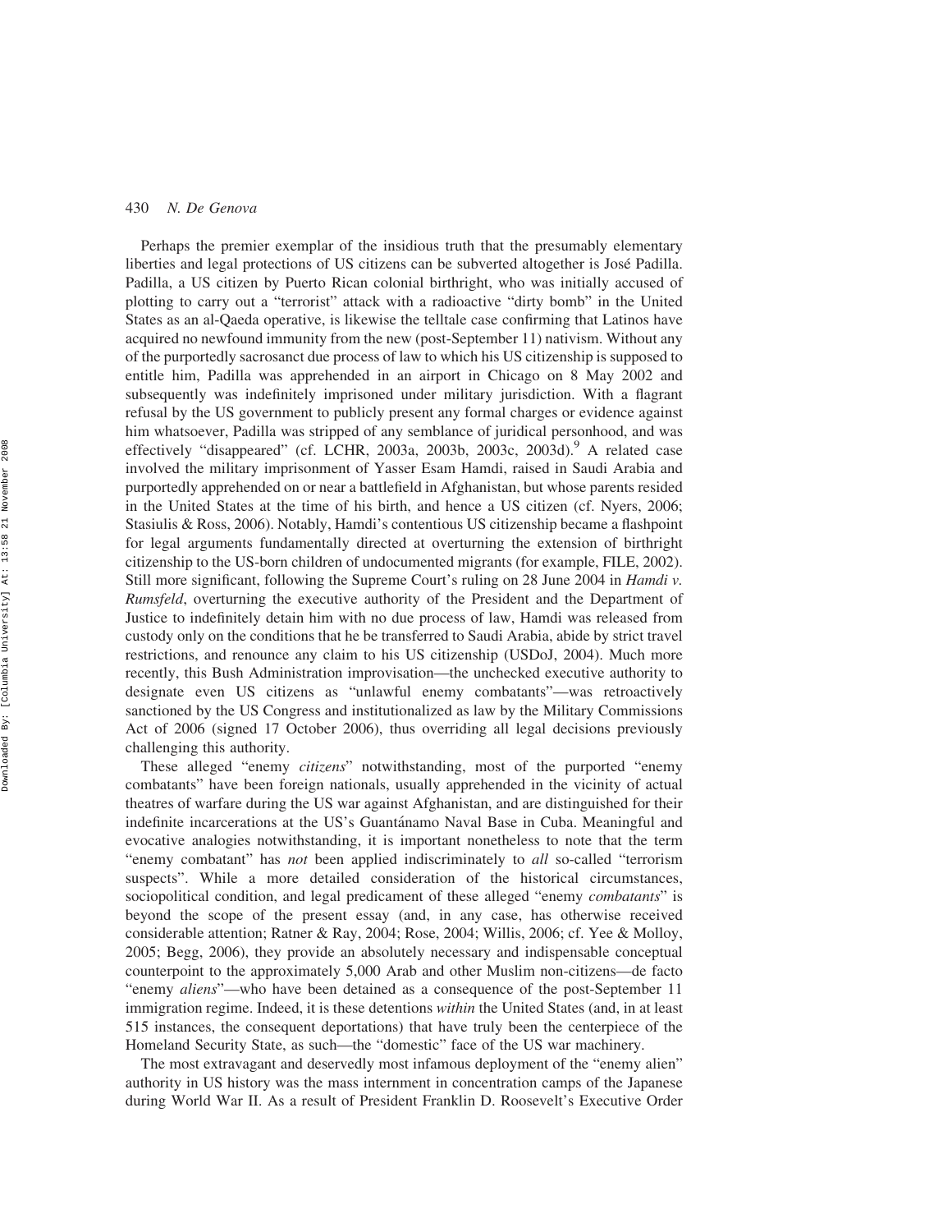Perhaps the premier exemplar of the insidious truth that the presumably elementary liberties and legal protections of US citizens can be subverted altogether is José Padilla. Padilla, a US citizen by Puerto Rican colonial birthright, who was initially accused of plotting to carry out a "terrorist" attack with a radioactive "dirty bomb" in the United States as an al-Qaeda operative, is likewise the telltale case confirming that Latinos have acquired no newfound immunity from the new (post-September 11) nativism. Without any of the purportedly sacrosanct due process of law to which his US citizenship is supposed to entitle him, Padilla was apprehended in an airport in Chicago on 8 May 2002 and subsequently was indefinitely imprisoned under military jurisdiction. With a flagrant refusal by the US government to publicly present any formal charges or evidence against him whatsoever, Padilla was stripped of any semblance of juridical personhood, and was effectively "disappeared" (cf. LCHR, 2003a, 2003b, 2003c, 2003d).[9] A related case involved the military imprisonment of Yasser Esam Hamdi, raised in Saudi Arabia and purportedly apprehended on or near a battlefield in Afghanistan, but whose parents resided in the United States at the time of his birth, and hence a US citizen (cf. Nyers, 2006; Stasiulis & Ross, 2006). Notably, Hamdi's contentious US citizenship became a flashpoint for legal arguments fundamentally directed at overturning the extension of birthright citizenship to the US-born children of undocumented migrants (for example, FILE, 2002). Still more significant, following the Supreme Court's ruling on 28 June 2004 in *Hamdi v. Rumsfeld*, overturning the executive authority of the President and the Department of Justice to indefinitely detain him with no due process of law, Hamdi was released from custody only on the conditions that he be transferred to Saudi Arabia, abide by strict travel restrictions, and renounce any claim to his US citizenship (USDoJ, 2004). Much more recently, this Bush Administration improvisation—the unchecked executive authority to designate even US citizens as "unlawful enemy combatants"—was retroactively sanctioned by the US Congress and institutionalized as law by the Military Commissions Act of 2006 (signed 17 October 2006), thus overriding all legal decisions previously challenging this authority.

These alleged "enemy *citizens*" notwithstanding, most of the purported "enemy combatants" have been foreign nationals, usually apprehended in the vicinity of actual theatres of warfare during the US war against Afghanistan, and are distinguished for their indefinite incarcerations at the US's Guantánamo Naval Base in Cuba. Meaningful and evocative analogies notwithstanding, it is important nonetheless to note that the term "enemy combatant" has *not* been applied indiscriminately to *all* so-called "terrorism suspects". While a more detailed consideration of the historical circumstances, sociopolitical condition, and legal predicament of these alleged "enemy *combatants*" is beyond the scope of the present essay (and, in any case, has otherwise received considerable attention; Ratner & Ray, 2004; Rose, 2004; Willis, 2006; cf. Yee & Molloy, 2005; Begg, 2006), they provide an absolutely necessary and indispensable conceptual counterpoint to the approximately 5,000 Arab and other Muslim non-citizens—de facto "enemy *aliens*"—who have been detained as a consequence of the post-September 11 immigration regime. Indeed, it is these detentions *within* the United States (and, in at least 515 instances, the consequent deportations) that have truly been the centerpiece of the Homeland Security State, as such—the "domestic" face of the US war machinery.

The most extravagant and deservedly most infamous deployment of the "enemy alien" authority in US history was the mass internment in concentration camps of the Japanese during World War II. As a result of President Franklin D. Roosevelt's Executive Order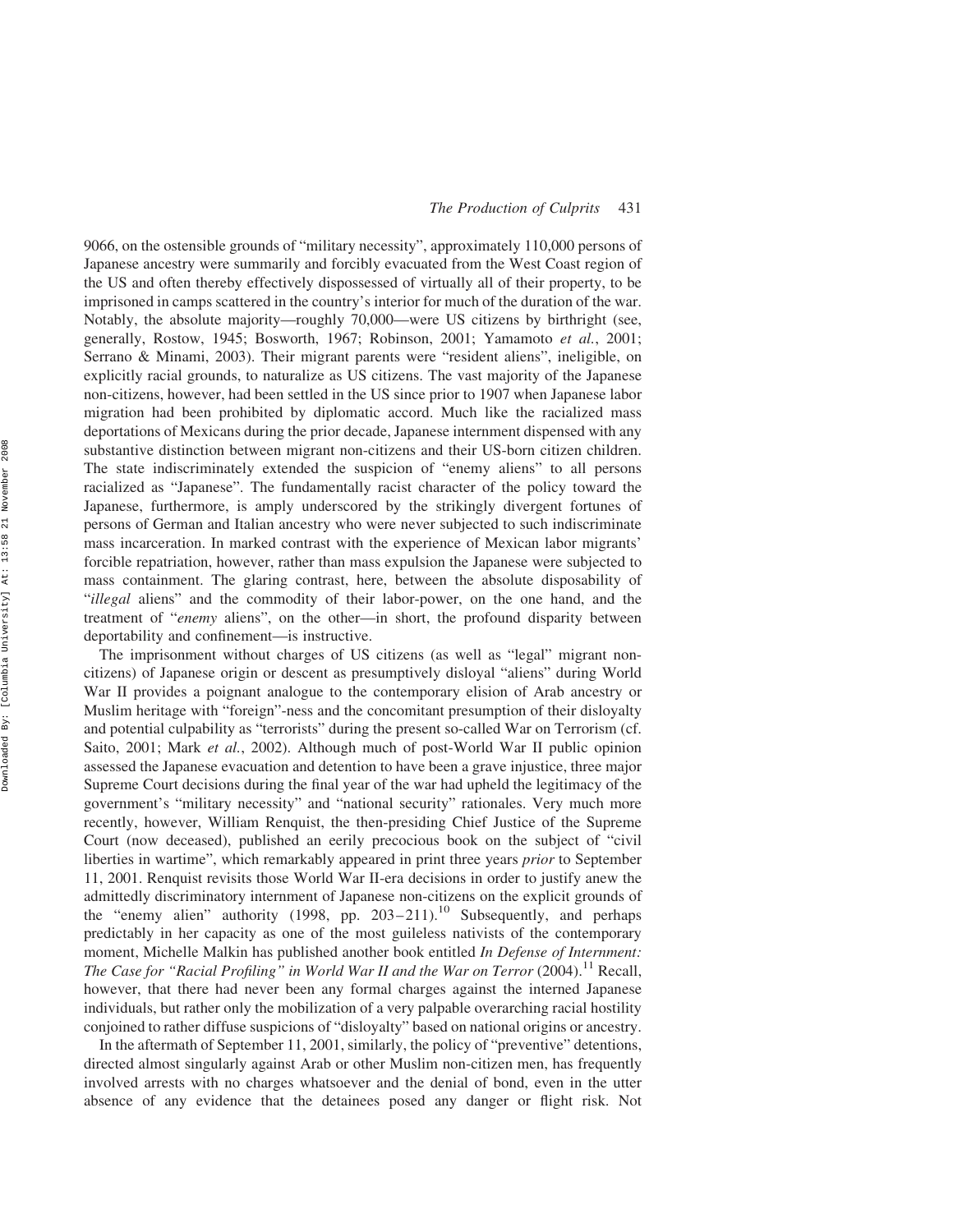9066, on the ostensible grounds of "military necessity", approximately 110,000 persons of Japanese ancestry were summarily and forcibly evacuated from the West Coast region of the US and often thereby effectively dispossessed of virtually all of their property, to be imprisoned in camps scattered in the country's interior for much of the duration of the war. Notably, the absolute majority—roughly 70,000—were US citizens by birthright (see, generally, Rostow, 1945; Bosworth, 1967; Robinson, 2001; Yamamoto *et al.*, 2001; Serrano & Minami, 2003). Their migrant parents were "resident aliens", ineligible, on explicitly racial grounds, to naturalize as US citizens. The vast majority of the Japanese non-citizens, however, had been settled in the US since prior to 1907 when Japanese labor migration had been prohibited by diplomatic accord. Much like the racialized mass deportations of Mexicans during the prior decade, Japanese internment dispensed with any substantive distinction between migrant non-citizens and their US-born citizen children. The state indiscriminately extended the suspicion of "enemy aliens" to all persons racialized as "Japanese". The fundamentally racist character of the policy toward the Japanese, furthermore, is amply underscored by the strikingly divergent fortunes of persons of German and Italian ancestry who were never subjected to such indiscriminate mass incarceration. In marked contrast with the experience of Mexican labor migrants' forcible repatriation, however, rather than mass expulsion the Japanese were subjected to mass containment. The glaring contrast, here, between the absolute disposability of "*illegal* aliens" and the commodity of their labor-power, on the one hand, and the treatment of "*enemy* aliens", on the other—in short, the profound disparity between deportability and confinement—is instructive.

The imprisonment without charges of US citizens (as well as "legal" migrant non-citizens) of Japanese origin or descent as presumptively disloyal "aliens" during World War II provides a poignant analogue to the contemporary elision of Arab ancestry or Muslim heritage with "foreign"-ness and the concomitant presumption of their disloyalty and potential culpability as "terrorists" during the present so-called War on Terrorism (cf. Saito, 2001; Mark *et al.*, 2002). Although much of post-World War II public opinion assessed the Japanese evacuation and detention to have been a grave injustice, three major Supreme Court decisions during the final year of the war had upheld the legitimacy of the government's "military necessity" and "national security" rationales. Very much more recently, however, William Renquist, the then-presiding Chief Justice of the Supreme Court (now deceased), published an eerily precocious book on the subject of "civil liberties in wartime", which remarkably appeared in print three years *prior* to September 11, 2001. Renquist revisits those World War II-era decisions in order to justify anew the admittedly discriminatory internment of Japanese non-citizens on the explicit grounds of the "enemy alien" authority (1998, pp. 203–211).[10] Subsequently, and perhaps predictably in her capacity as one of the most guileless nativists of the contemporary moment, Michelle Malkin has published another book entitled *In Defense of Internment: The Case for "Racial Profiling" in World War II and the War on Terror* (2004).[11] Recall, however, that there had never been any formal charges against the interned Japanese individuals, but rather only the mobilization of a very palpable overarching racial hostility conjoined to rather diffuse suspicions of "disloyalty" based on national origins or ancestry.

In the aftermath of September 11, 2001, similarly, the policy of "preventive" detentions, directed almost singularly against Arab or other Muslim non-citizen men, has frequently involved arrests with no charges whatsoever and the denial of bond, even in the utter absence of any evidence that the detainees posed any danger or flight risk. Not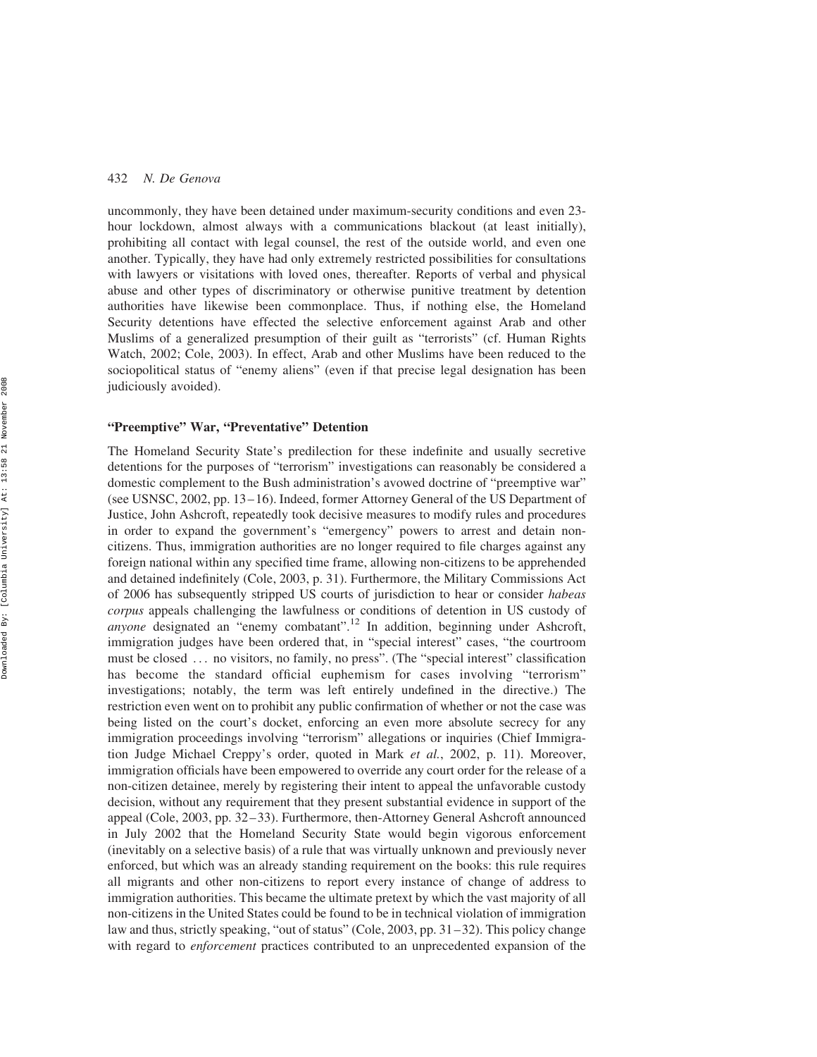uncommonly, they have been detained under maximum-security conditions and even 23-hour lockdown, almost always with a communications blackout (at least initially), prohibiting all contact with legal counsel, the rest of the outside world, and even one another. Typically, they have had only extremely restricted possibilities for consultations with lawyers or visitations with loved ones, thereafter. Reports of verbal and physical abuse and other types of discriminatory or otherwise punitive treatment by detention authorities have likewise been commonplace. Thus, if nothing else, the Homeland Security detentions have effected the selective enforcement against Arab and other Muslims of a generalized presumption of their guilt as "terrorists" (cf. Human Rights Watch, 2002; Cole, 2003). In effect, Arab and other Muslims have been reduced to the sociopolitical status of "enemy aliens" (even if that precise legal designation has been judiciously avoided).

## "Preemptive" War, "Preventative" Detention

The Homeland Security State's predilection for these indefinite and usually secretive detentions for the purposes of "terrorism" investigations can reasonably be considered a domestic complement to the Bush administration's avowed doctrine of "preemptive war" (see USNSC, 2002, pp. 13–16). Indeed, former Attorney General of the US Department of Justice, John Ashcroft, repeatedly took decisive measures to modify rules and procedures in order to expand the government's "emergency" powers to arrest and detain non-citizens. Thus, immigration authorities are no longer required to file charges against any foreign national within any specified time frame, allowing non-citizens to be apprehended and detained indefinitely (Cole, 2003, p. 31). Furthermore, the Military Commissions Act of 2006 has subsequently stripped US courts of jurisdiction to hear or consider *habeas corpus* appeals challenging the lawfulness or conditions of detention in US custody of *anyone* designated an "enemy combatant".[12] In addition, beginning under Ashcroft, immigration judges have been ordered that, in "special interest" cases, "the courtroom must be closed ... no visitors, no family, no press". (The "special interest" classification has become the standard official euphemism for cases involving "terrorism" investigations; notably, the term was left entirely undefined in the directive.) The restriction even went on to prohibit any public confirmation of whether or not the case was being listed on the court's docket, enforcing an even more absolute secrecy for any immigration proceedings involving "terrorism" allegations or inquiries (Chief Immigration Judge Michael Creppy's order, quoted in Mark *et al.*, 2002, p. 11). Moreover, immigration officials have been empowered to override any court order for the release of a non-citizen detainee, merely by registering their intent to appeal the unfavorable custody decision, without any requirement that they present substantial evidence in support of the appeal (Cole, 2003, pp. 32–33). Furthermore, then-Attorney General Ashcroft announced in July 2002 that the Homeland Security State would begin vigorous enforcement (inevitably on a selective basis) of a rule that was virtually unknown and previously never enforced, but which was an already standing requirement on the books: this rule requires all migrants and other non-citizens to report every instance of change of address to immigration authorities. This became the ultimate pretext by which the vast majority of all non-citizens in the United States could be found to be in technical violation of immigration law and thus, strictly speaking, "out of status" (Cole, 2003, pp. 31–32). This policy change with regard to *enforcement* practices contributed to an unprecedented expansion of the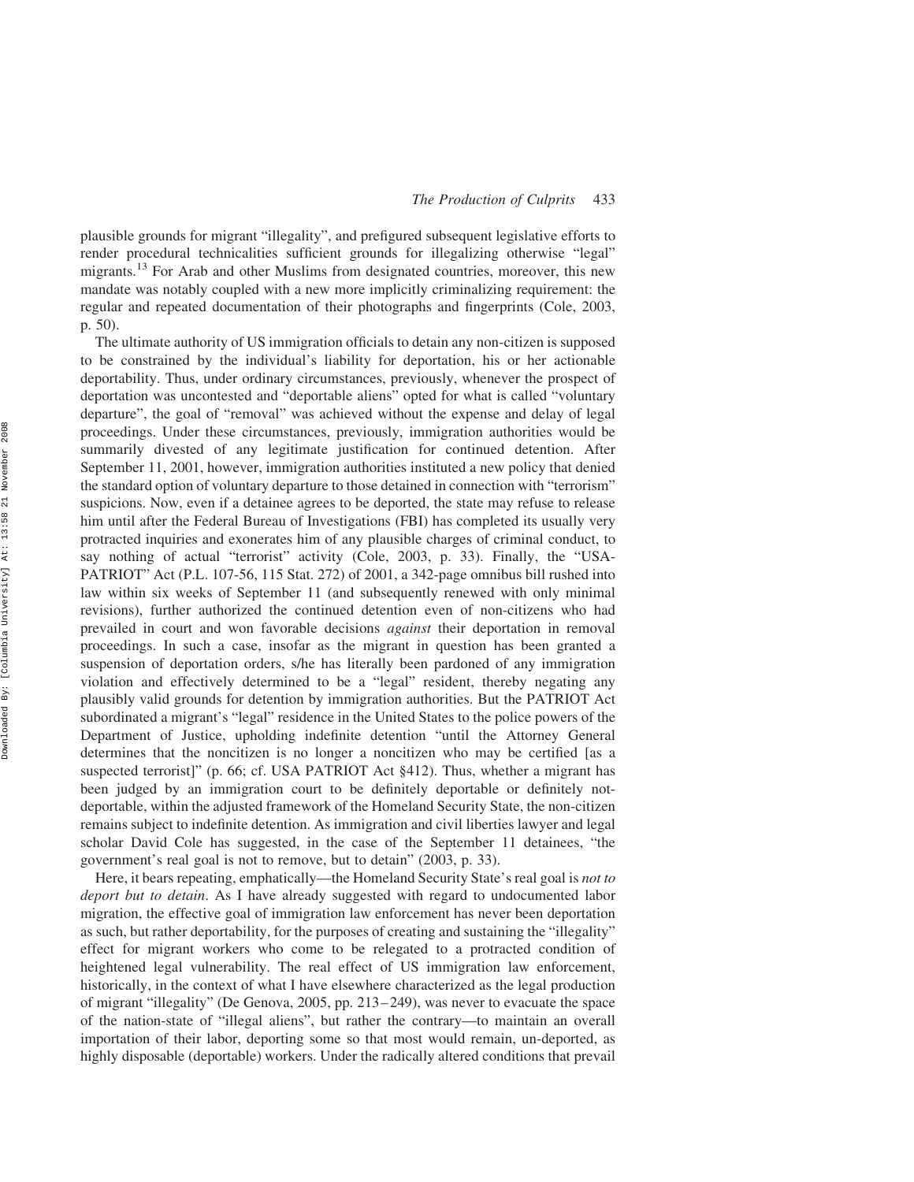plausible grounds for migrant "illegality", and prefigured subsequent legislative efforts to render procedural technicalities sufficient grounds for illegalizing otherwise "legal" migrants.[13] For Arab and other Muslims from designated countries, moreover, this new mandate was notably coupled with a new more implicitly criminalizing requirement: the regular and repeated documentation of their photographs and fingerprints (Cole, 2003, p. 50).

The ultimate authority of US immigration officials to detain any non-citizen is supposed to be constrained by the individual's liability for deportation, his or her actionable deportability. Thus, under ordinary circumstances, previously, whenever the prospect of deportation was uncontested and "deportable aliens" opted for what is called "voluntary departure", the goal of "removal" was achieved without the expense and delay of legal proceedings. Under these circumstances, previously, immigration authorities would be summarily divested of any legitimate justification for continued detention. After September 11, 2001, however, immigration authorities instituted a new policy that denied the standard option of voluntary departure to those detained in connection with "terrorism" suspicions. Now, even if a detainee agrees to be deported, the state may refuse to release him until after the Federal Bureau of Investigations (FBI) has completed its usually very protracted inquiries and exonerates him of any plausible charges of criminal conduct, to say nothing of actual "terrorist" activity (Cole, 2003, p. 33). Finally, the "USA-PATRIOT" Act (P.L. 107-56, 115 Stat. 272) of 2001, a 342-page omnibus bill rushed into law within six weeks of September 11 (and subsequently renewed with only minimal revisions), further authorized the continued detention even of non-citizens who had prevailed in court and won favorable decisions *against* their deportation in removal proceedings. In such a case, insofar as the migrant in question has been granted a suspension of deportation orders, s/he has literally been pardoned of any immigration violation and effectively determined to be a "legal" resident, thereby negating any plausibly valid grounds for detention by immigration authorities. But the PATRIOT Act subordinated a migrant's "legal" residence in the United States to the police powers of the Department of Justice, upholding indefinite detention "until the Attorney General determines that the noncitizen is no longer a noncitizen who may be certified [as a suspected terrorist]" (p. 66; cf. USA PATRIOT Act §412). Thus, whether a migrant has been judged by an immigration court to be definitely deportable or definitely not-deportable, within the adjusted framework of the Homeland Security State, the non-citizen remains subject to indefinite detention. As immigration and civil liberties lawyer and legal scholar David Cole has suggested, in the case of the September 11 detainees, "the government's real goal is not to remove, but to detain" (2003, p. 33).

Here, it bears repeating, emphatically—the Homeland Security State's real goal is *not to deport but to detain*. As I have already suggested with regard to undocumented labor migration, the effective goal of immigration law enforcement has never been deportation as such, but rather deportability, for the purposes of creating and sustaining the "illegality" effect for migrant workers who come to be relegated to a protracted condition of heightened legal vulnerability. The real effect of US immigration law enforcement, historically, in the context of what I have elsewhere characterized as the legal production of migrant "illegality" (De Genova, 2005, pp. 213–249), was never to evacuate the space of the nation-state of "illegal aliens", but rather the contrary—to maintain an overall importation of their labor, deporting some so that most would remain, un-deported, as highly disposable (deportable) workers. Under the radically altered conditions that prevail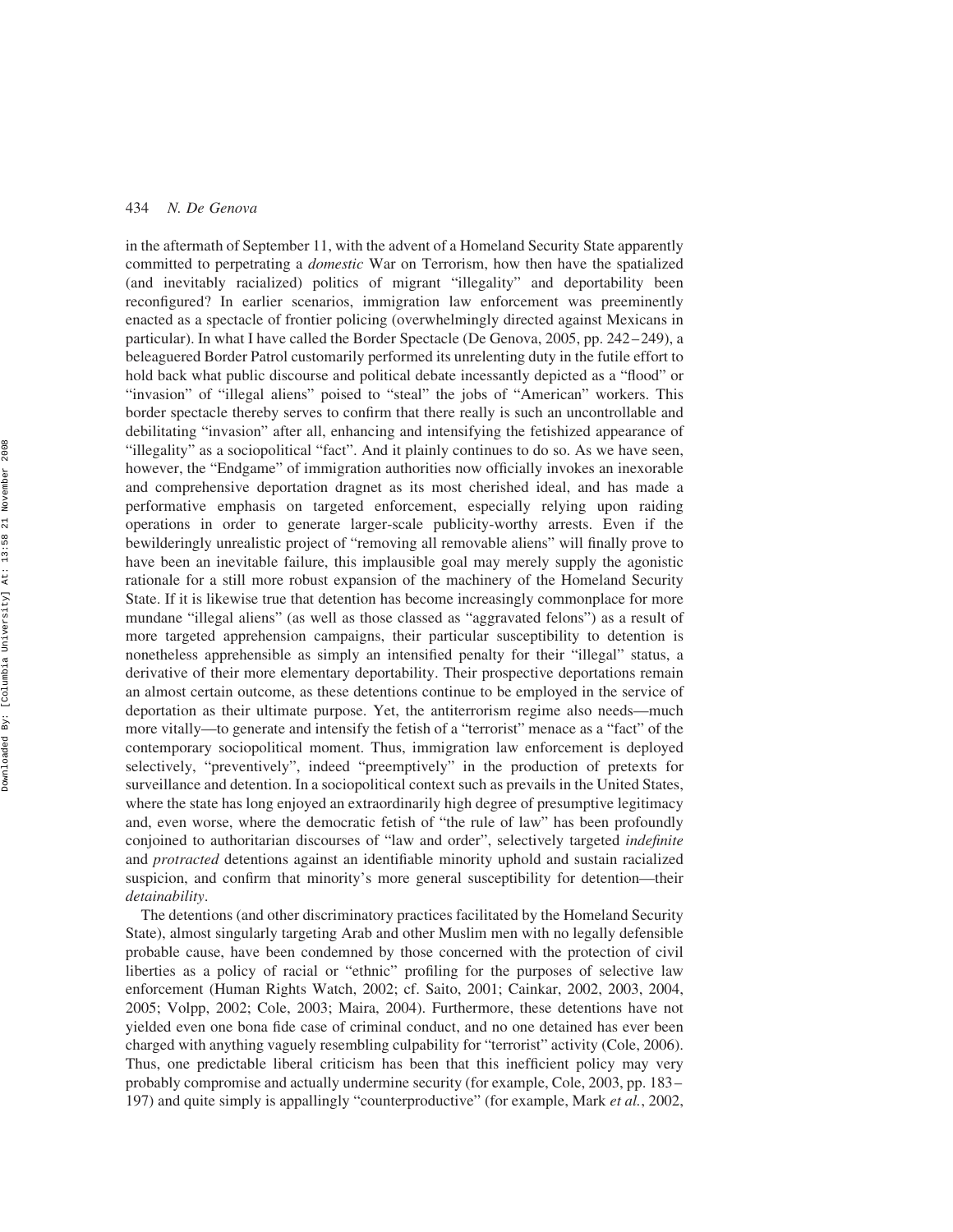in the aftermath of September 11, with the advent of a Homeland Security State apparently committed to perpetrating a *domestic* War on Terrorism, how then have the spatialized (and inevitably racialized) politics of migrant "illegality" and deportability been reconfigured? In earlier scenarios, immigration law enforcement was preeminently enacted as a spectacle of frontier policing (overwhelmingly directed against Mexicans in particular). In what I have called the Border Spectacle (De Genova, 2005, pp. 242–249), a beleaguered Border Patrol customarily performed its unrelenting duty in the futile effort to hold back what public discourse and political debate incessantly depicted as a "flood" or "invasion" of "illegal aliens" poised to "steal" the jobs of "American" workers. This border spectacle thereby serves to confirm that there really is such an uncontrollable and debilitating "invasion" after all, enhancing and intensifying the fetishized appearance of "illegality" as a sociopolitical "fact". And it plainly continues to do so. As we have seen, however, the "Endgame" of immigration authorities now officially invokes an inexorable and comprehensive deportation dragnet as its most cherished ideal, and has made a performative emphasis on targeted enforcement, especially relying upon raiding operations in order to generate larger-scale publicity-worthy arrests. Even if the bewilderingly unrealistic project of "removing all removable aliens" will finally prove to have been an inevitable failure, this implausible goal may merely supply the agonistic rationale for a still more robust expansion of the machinery of the Homeland Security State. If it is likewise true that detention has become increasingly commonplace for more mundane "illegal aliens" (as well as those classed as "aggravated felons") as a result of more targeted apprehension campaigns, their particular susceptibility to detention is nonetheless apprehensible as simply an intensified penalty for their "illegal" status, a derivative of their more elementary deportability. Their prospective deportations remain an almost certain outcome, as these detentions continue to be employed in the service of deportation as their ultimate purpose. Yet, the antiterrorism regime also needs—much more vitally—to generate and intensify the fetish of a "terrorist" menace as a "fact" of the contemporary sociopolitical moment. Thus, immigration law enforcement is deployed selectively, "preventively", indeed "preemptively" in the production of pretexts for surveillance and detention. In a sociopolitical context such as prevails in the United States, where the state has long enjoyed an extraordinarily high degree of presumptive legitimacy and, even worse, where the democratic fetish of "the rule of law" has been profoundly conjoined to authoritarian discourses of "law and order", selectively targeted *indefinite* and *protracted* detentions against an identifiable minority uphold and sustain racialized suspicion, and confirm that minority's more general susceptibility for detention—their *detainability*.

The detentions (and other discriminatory practices facilitated by the Homeland Security State), almost singularly targeting Arab and other Muslim men with no legally defensible probable cause, have been condemned by those concerned with the protection of civil liberties as a policy of racial or "ethnic" profiling for the purposes of selective law enforcement (Human Rights Watch, 2002; cf. Saito, 2001; Cainkar, 2002, 2003, 2004, 2005; Volpp, 2002; Cole, 2003; Maira, 2004). Furthermore, these detentions have not yielded even one bona fide case of criminal conduct, and no one detained has ever been charged with anything vaguely resembling culpability for "terrorist" activity (Cole, 2006). Thus, one predictable liberal criticism has been that this inefficient policy may very probably compromise and actually undermine security (for example, Cole, 2003, pp. 183–197) and quite simply is appallingly "counterproductive" (for example, Mark *et al.*, 2002,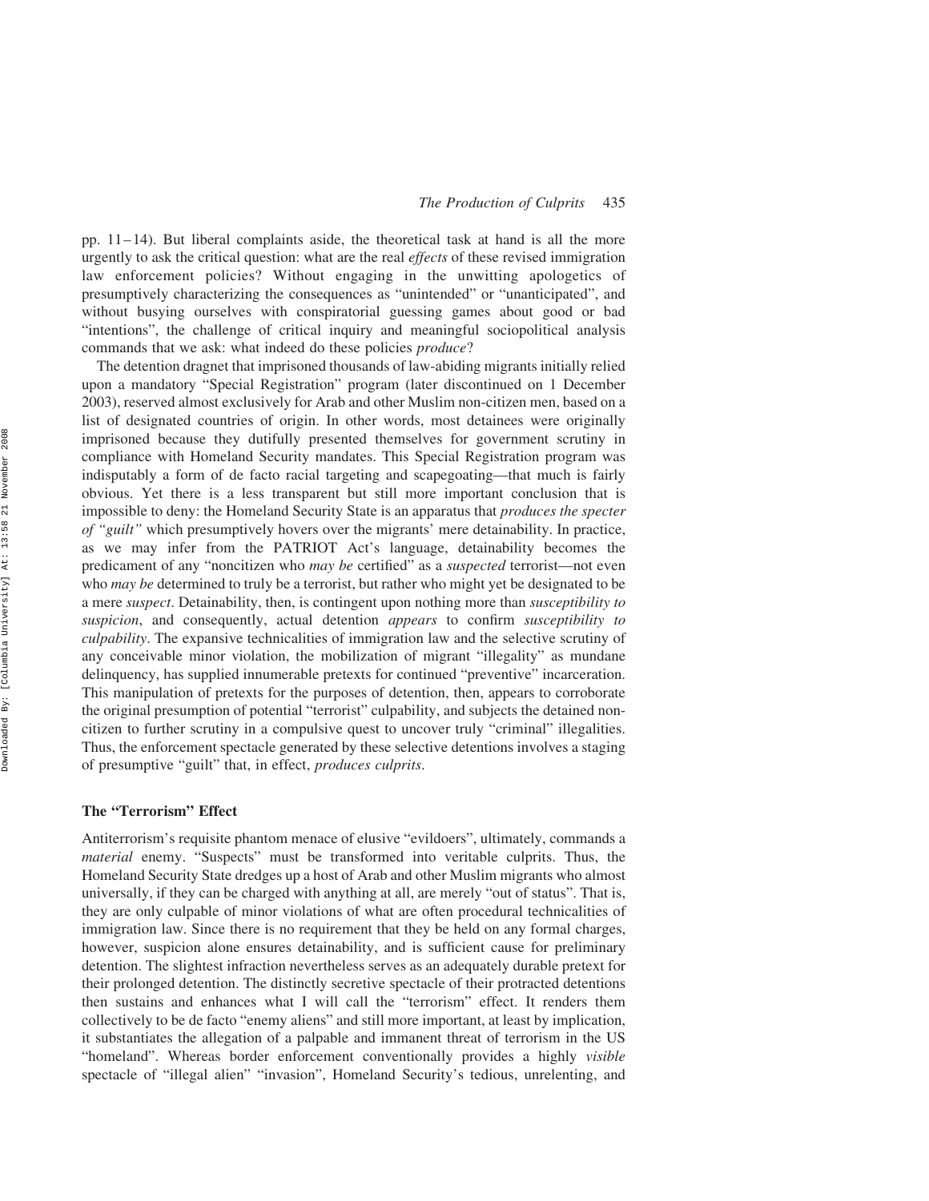pp. 11–14). But liberal complaints aside, the theoretical task at hand is all the more urgently to ask the critical question: what are the real *effects* of these revised immigration law enforcement policies? Without engaging in the unwitting apologetics of presumptively characterizing the consequences as "unintended" or "unanticipated", and without busying ourselves with conspiratorial guessing games about good or bad "intentions", the challenge of critical inquiry and meaningful sociopolitical analysis commands that we ask: what indeed do these policies *produce*?

The detention dragnet that imprisoned thousands of law-abiding migrants initially relied upon a mandatory "Special Registration" program (later discontinued on 1 December 2003), reserved almost exclusively for Arab and other Muslim non-citizen men, based on a list of designated countries of origin. In other words, most detainees were originally imprisoned because they dutifully presented themselves for government scrutiny in compliance with Homeland Security mandates. This Special Registration program was indisputably a form of de facto racial targeting and scapegoating—that much is fairly obvious. Yet there is a less transparent but still more important conclusion that is impossible to deny: the Homeland Security State is an apparatus that *produces the specter of "guilt"* which presumptively hovers over the migrants' mere detainability. In practice, as we may infer from the PATRIOT Act's language, detainability becomes the predicament of any "noncitizen who *may be* certified" as a *suspected* terrorist—not even who *may be* determined to truly be a terrorist, but rather who might yet be designated to be a mere *suspect*. Detainability, then, is contingent upon nothing more than *susceptibility to suspicion*, and consequently, actual detention *appears* to confirm *susceptibility to culpability*. The expansive technicalities of immigration law and the selective scrutiny of any conceivable minor violation, the mobilization of migrant "illegality" as mundane delinquency, has supplied innumerable pretexts for continued "preventive" incarceration. This manipulation of pretexts for the purposes of detention, then, appears to corroborate the original presumption of potential "terrorist" culpability, and subjects the detained non-citizen to further scrutiny in a compulsive quest to uncover truly "criminal" illegalities. Thus, the enforcement spectacle generated by these selective detentions involves a staging of presumptive "guilt" that, in effect, *produces culprits*.

## The "Terrorism" Effect

Antiterrorism's requisite phantom menace of elusive "evildoers", ultimately, commands a *material* enemy. "Suspects" must be transformed into veritable culprits. Thus, the Homeland Security State dredges up a host of Arab and other Muslim migrants who almost universally, if they can be charged with anything at all, are merely "out of status". That is, they are only culpable of minor violations of what are often procedural technicalities of immigration law. Since there is no requirement that they be held on any formal charges, however, suspicion alone ensures detainability, and is sufficient cause for preliminary detention. The slightest infraction nevertheless serves as an adequately durable pretext for their prolonged detention. The distinctly secretive spectacle of their protracted detentions then sustains and enhances what I will call the "terrorism" effect. It renders them collectively to be de facto "enemy aliens" and still more important, at least by implication, it substantiates the allegation of a palpable and immanent threat of terrorism in the US "homeland". Whereas border enforcement conventionally provides a highly *visible* spectacle of "illegal alien" "invasion", Homeland Security's tedious, unrelenting, and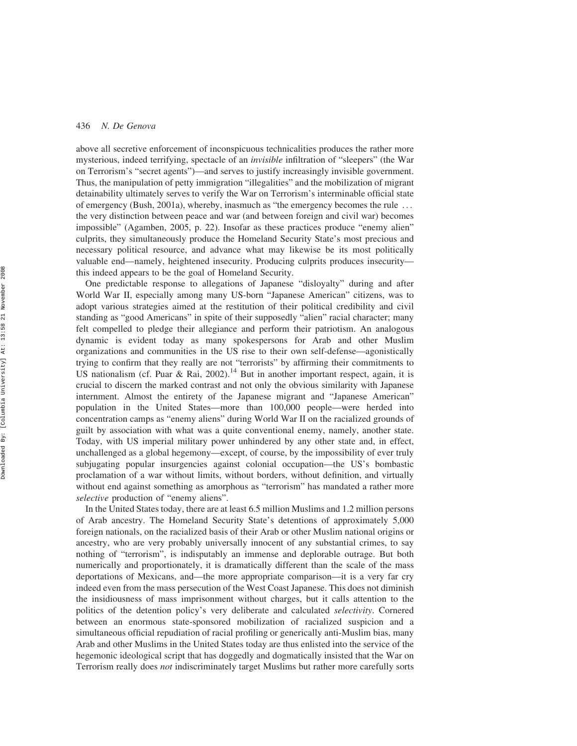above all secretive enforcement of inconspicuous technicalities produces the rather more mysterious, indeed terrifying, spectacle of an *invisible* infiltration of "sleepers" (the War on Terrorism's "secret agents")—and serves to justify increasingly invisible government. Thus, the manipulation of petty immigration "illegalities" and the mobilization of migrant detainability ultimately serves to verify the War on Terrorism's interminable official state of emergency (Bush, 2001a), whereby, inasmuch as "the emergency becomes the rule ... the very distinction between peace and war (and between foreign and civil war) becomes impossible" (Agamben, 2005, p. 22). Insofar as these practices produce "enemy alien" culprits, they simultaneously produce the Homeland Security State's most precious and necessary political resource, and advance what may likewise be its most politically valuable end—namely, heightened insecurity. Producing culprits produces insecurity—this indeed appears to be the goal of Homeland Security.

One predictable response to allegations of Japanese "disloyalty" during and after World War II, especially among many US-born "Japanese American" citizens, was to adopt various strategies aimed at the restitution of their political credibility and civil standing as "good Americans" in spite of their supposedly "alien" racial character; many felt compelled to pledge their allegiance and perform their patriotism. An analogous dynamic is evident today as many spokespersons for Arab and other Muslim organizations and communities in the US rise to their own self-defense—agonistically trying to confirm that they really are not "terrorists" by affirming their commitments to US nationalism (cf. Puar & Rai, 2002).[14] But in another important respect, again, it is crucial to discern the marked contrast and not only the obvious similarity with Japanese internment. Almost the entirety of the Japanese migrant and "Japanese American" population in the United States—more than 100,000 people—were herded into concentration camps as "enemy aliens" during World War II on the racialized grounds of guilt by association with what was a quite conventional enemy, namely, another state. Today, with US imperial military power unhindered by any other state and, in effect, unchallenged as a global hegemony—except, of course, by the impossibility of ever truly subjugating popular insurgencies against colonial occupation—the US's bombastic proclamation of a war without limits, without borders, without definition, and virtually without end against something as amorphous as "terrorism" has mandated a rather more *selective* production of "enemy aliens".

In the United States today, there are at least 6.5 million Muslims and 1.2 million persons of Arab ancestry. The Homeland Security State's detentions of approximately 5,000 foreign nationals, on the racialized basis of their Arab or other Muslim national origins or ancestry, who are very probably universally innocent of any substantial crimes, to say nothing of "terrorism", is indisputably an immense and deplorable outrage. But both numerically and proportionately, it is dramatically different than the scale of the mass deportations of Mexicans, and—the more appropriate comparison—it is a very far cry indeed even from the mass persecution of the West Coast Japanese. This does not diminish the insidiousness of mass imprisonment without charges, but it calls attention to the politics of the detention policy's very deliberate and calculated *selectivity*. Cornered between an enormous state-sponsored mobilization of racialized suspicion and a simultaneous official repudiation of racial profiling or generically anti-Muslim bias, many Arab and other Muslims in the United States today are thus enlisted into the service of the hegemonic ideological script that has doggedly and dogmatically insisted that the War on Terrorism really does *not* indiscriminately target Muslims but rather more carefully sorts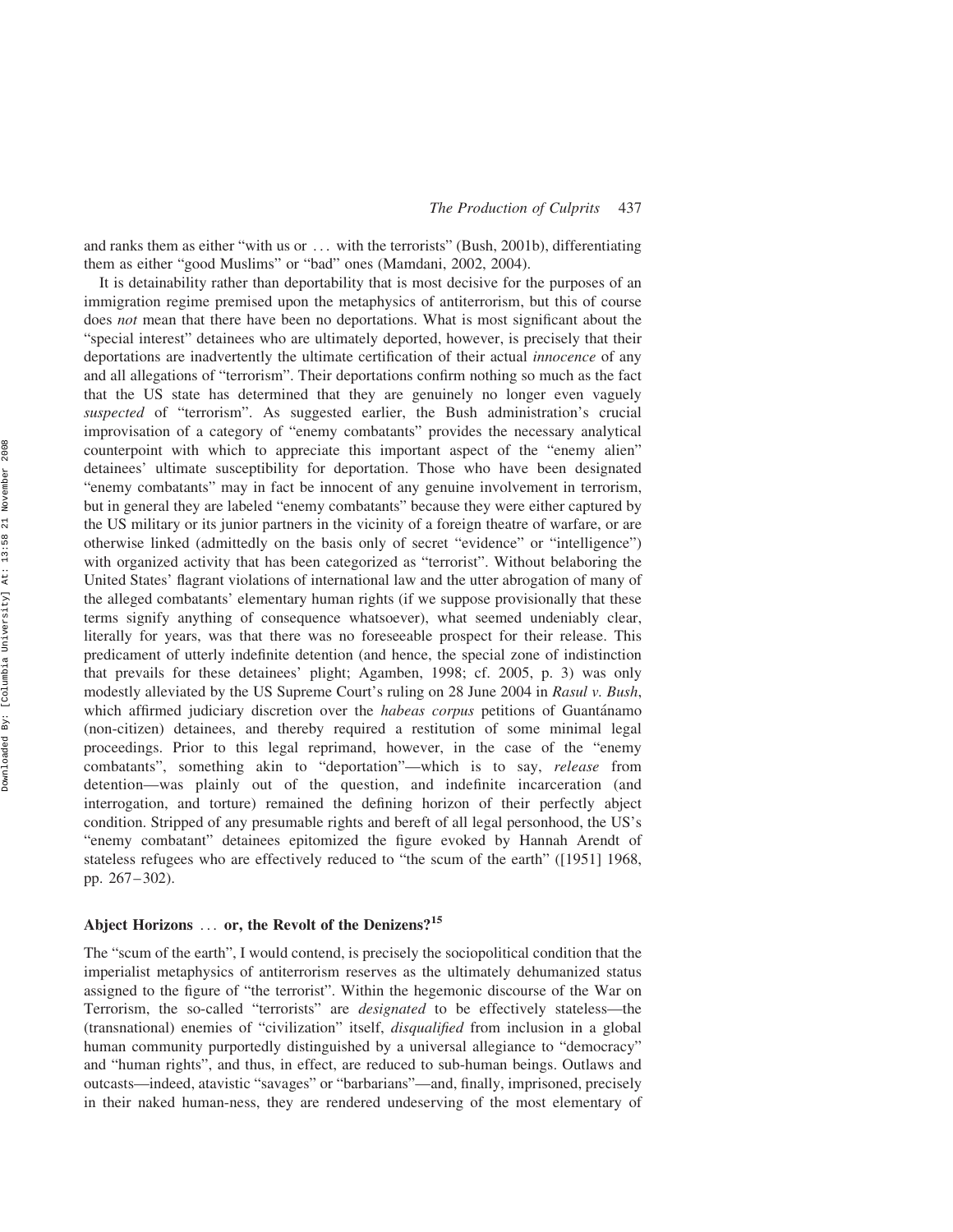and ranks them as either "with us or ... with the terrorists" (Bush, 2001b), differentiating them as either "good Muslims" or "bad" ones (Mamdani, 2002, 2004).

It is detainability rather than deportability that is most decisive for the purposes of an immigration regime premised upon the metaphysics of antiterrorism, but this of course does *not* mean that there have been no deportations. What is most significant about the "special interest" detainees who are ultimately deported, however, is precisely that their deportations are inadvertently the ultimate certification of their actual *innocence* of any and all allegations of "terrorism". Their deportations confirm nothing so much as the fact that the US state has determined that they are genuinely no longer even vaguely *suspected* of "terrorism". As suggested earlier, the Bush administration's crucial improvisation of a category of "enemy combatants" provides the necessary analytical counterpoint with which to appreciate this important aspect of the "enemy alien" detainees' ultimate susceptibility for deportation. Those who have been designated "enemy combatants" may in fact be innocent of any genuine involvement in terrorism, but in general they are labeled "enemy combatants" because they were either captured by the US military or its junior partners in the vicinity of a foreign theatre of warfare, or are otherwise linked (admittedly on the basis only of secret "evidence" or "intelligence") with organized activity that has been categorized as "terrorist". Without belaboring the United States' flagrant violations of international law and the utter abrogation of many of the alleged combatants' elementary human rights (if we suppose provisionally that these terms signify anything of consequence whatsoever), what seemed undeniably clear, literally for years, was that there was no foreseeable prospect for their release. This predicament of utterly indefinite detention (and hence, the special zone of indistinction that prevails for these detainees' plight; Agamben, 1998; cf. 2005, p. 3) was only modestly alleviated by the US Supreme Court's ruling on 28 June 2004 in *Rasul v. Bush*, which affirmed judiciary discretion over the *habeas corpus* petitions of Guantánamo (non-citizen) detainees, and thereby required a restitution of some minimal legal proceedings. Prior to this legal reprimand, however, in the case of the "enemy combatants", something akin to "deportation"—which is to say, *release* from detention—was plainly out of the question, and indefinite incarceration (and interrogation, and torture) remained the defining horizon of their perfectly abject condition. Stripped of any presumable rights and bereft of all legal personhood, the US's "enemy combatant" detainees epitomized the figure evoked by Hannah Arendt of stateless refugees who are effectively reduced to "the scum of the earth" ([1951] 1968, pp. 267–302).

## Abject Horizons ... or, the Revolt of the Denizens?[15]

The "scum of the earth", I would contend, is precisely the sociopolitical condition that the imperialist metaphysics of antiterrorism reserves as the ultimately dehumanized status assigned to the figure of "the terrorist". Within the hegemonic discourse of the War on Terrorism, the so-called "terrorists" are *designated* to be effectively stateless—the (transnational) enemies of "civilization" itself, *disqualified* from inclusion in a global human community purportedly distinguished by a universal allegiance to "democracy" and "human rights", and thus, in effect, are reduced to sub-human beings. Outlaws and outcasts—indeed, atavistic "savages" or "barbarians"—and, finally, imprisoned, precisely in their naked human-ness, they are rendered undeserving of the most elementary of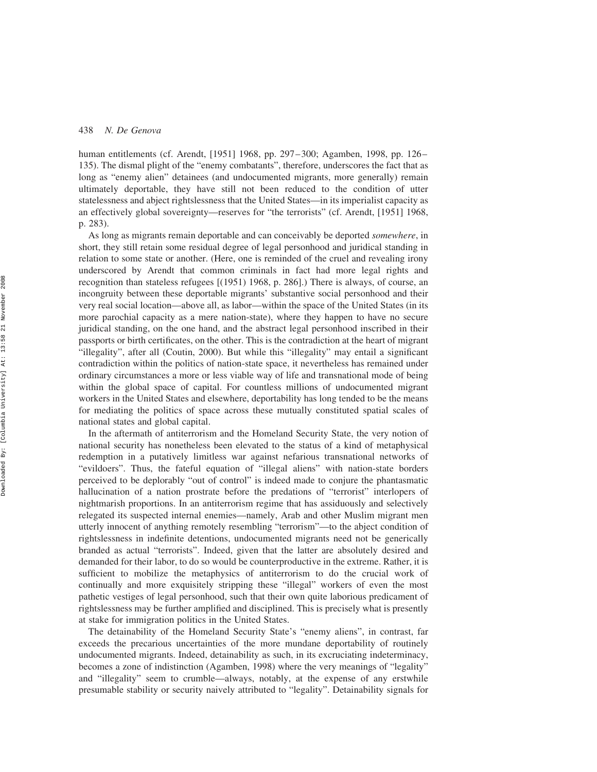human entitlements (cf. Arendt, [1951] 1968, pp. 297–300; Agamben, 1998, pp. 126–135). The dismal plight of the "enemy combatants", therefore, underscores the fact that as long as "enemy alien" detainees (and undocumented migrants, more generally) remain ultimately deportable, they have still not been reduced to the condition of utter statelessness and abject rightslessness that the United States—in its imperialist capacity as an effectively global sovereignty—reserves for "the terrorists" (cf. Arendt, [1951] 1968, p. 283).

As long as migrants remain deportable and can conceivably be deported *somewhere*, in short, they still retain some residual degree of legal personhood and juridical standing in relation to some state or another. (Here, one is reminded of the cruel and revealing irony underscored by Arendt that common criminals in fact had more legal rights and recognition than stateless refugees [(1951) 1968, p. 286].) There is always, of course, an incongruity between these deportable migrants' substantive social personhood and their very real social location—above all, as labor—within the space of the United States (in its more parochial capacity as a mere nation-state), where they happen to have no secure juridical standing, on the one hand, and the abstract legal personhood inscribed in their passports or birth certificates, on the other. This is the contradiction at the heart of migrant "illegality", after all (Coutin, 2000). But while this "illegality" may entail a significant contradiction within the politics of nation-state space, it nevertheless has remained under ordinary circumstances a more or less viable way of life and transnational mode of being within the global space of capital. For countless millions of undocumented migrant workers in the United States and elsewhere, deportability has long tended to be the means for mediating the politics of space across these mutually constituted spatial scales of national states and global capital.

In the aftermath of antiterrorism and the Homeland Security State, the very notion of national security has nonetheless been elevated to the status of a kind of metaphysical redemption in a putatively limitless war against nefarious transnational networks of "evildoers". Thus, the fateful equation of "illegal aliens" with nation-state borders perceived to be deplorably "out of control" is indeed made to conjure the phantasmatic hallucination of a nation prostrate before the predations of "terrorist" interlopers of nightmarish proportions. In an antiterrorism regime that has assiduously and selectively relegated its suspected internal enemies—namely, Arab and other Muslim migrant men utterly innocent of anything remotely resembling "terrorism"—to the abject condition of rightslessness in indefinite detentions, undocumented migrants need not be generically branded as actual "terrorists". Indeed, given that the latter are absolutely desired and demanded for their labor, to do so would be counterproductive in the extreme. Rather, it is sufficient to mobilize the metaphysics of antiterrorism to do the crucial work of continually and more exquisitely stripping these "illegal" workers of even the most pathetic vestiges of legal personhood, such that their own quite laborious predicament of rightslessness may be further amplified and disciplined. This is precisely what is presently at stake for immigration politics in the United States.

The detainability of the Homeland Security State's "enemy aliens", in contrast, far exceeds the precarious uncertainties of the more mundane deportability of routinely undocumented migrants. Indeed, detainability as such, in its excruciating indeterminacy, becomes a zone of indistinction (Agamben, 1998) where the very meanings of "legality" and "illegality" seem to crumble—always, notably, at the expense of any erstwhile presumable stability or security naively attributed to "legality". Detainability signals for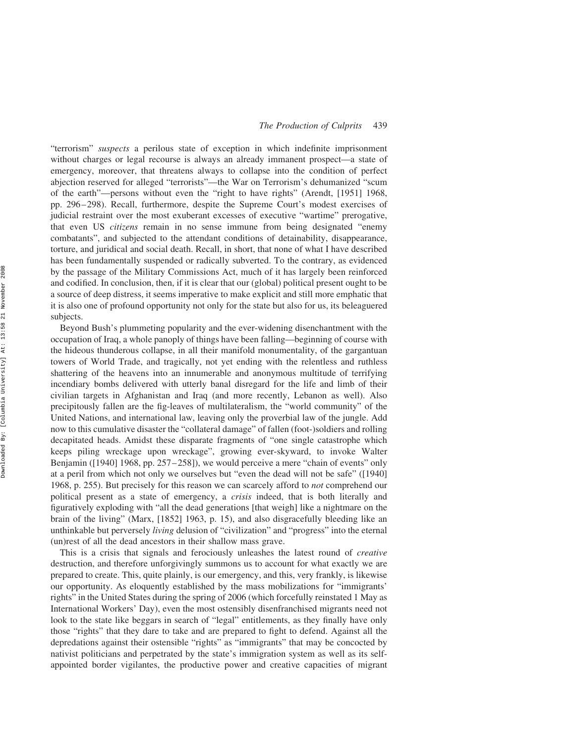"terrorism" *suspects* a perilous state of exception in which indefinite imprisonment without charges or legal recourse is always an already immanent prospect—a state of emergency, moreover, that threatens always to collapse into the condition of perfect abjection reserved for alleged "terrorists"—the War on Terrorism's dehumanized "scum of the earth"—persons without even the "right to have rights" (Arendt, [1951] 1968, pp. 296–298). Recall, furthermore, despite the Supreme Court's modest exercises of judicial restraint over the most exuberant excesses of executive "wartime" prerogative, that even US *citizens* remain in no sense immune from being designated "enemy combatants", and subjected to the attendant conditions of detainability, disappearance, torture, and juridical and social death. Recall, in short, that none of what I have described has been fundamentally suspended or radically subverted. To the contrary, as evidenced by the passage of the Military Commissions Act, much of it has largely been reinforced and codified. In conclusion, then, if it is clear that our (global) political present ought to be a source of deep distress, it seems imperative to make explicit and still more emphatic that it is also one of profound opportunity not only for the state but also for us, its beleaguered subjects.

Beyond Bush's plummeting popularity and the ever-widening disenchantment with the occupation of Iraq, a whole panoply of things have been falling—beginning of course with the hideous thunderous collapse, in all their manifold monumentality, of the gargantuan towers of World Trade, and tragically, not yet ending with the relentless and ruthless shattering of the heavens into an innumerable and anonymous multitude of terrifying incendiary bombs delivered with utterly banal disregard for the life and limb of their civilian targets in Afghanistan and Iraq (and more recently, Lebanon as well). Also precipitously fallen are the fig-leaves of multilateralism, the "world community" of the United Nations, and international law, leaving only the proverbial law of the jungle. Add now to this cumulative disaster the "collateral damage" of fallen (foot-)soldiers and rolling decapitated heads. Amidst these disparate fragments of "one single catastrophe which keeps piling wreckage upon wreckage", growing ever-skyward, to invoke Walter Benjamin ([1940] 1968, pp. 257–258]), we would perceive a mere "chain of events" only at a peril from which not only we ourselves but "even the dead will not be safe" ([1940] 1968, p. 255). But precisely for this reason we can scarcely afford to *not* comprehend our political present as a state of emergency, a *crisis* indeed, that is both literally and figuratively exploding with "all the dead generations [that weigh] like a nightmare on the brain of the living" (Marx, [1852] 1963, p. 15), and also disgracefully bleeding like an unthinkable but perversely *living* delusion of "civilization" and "progress" into the eternal (un)rest of all the dead ancestors in their shallow mass grave.

This is a crisis that signals and ferociously unleashes the latest round of *creative* destruction, and therefore unforgivingly summons us to account for what exactly we are prepared to create. This, quite plainly, is our emergency, and this, very frankly, is likewise our opportunity. As eloquently established by the mass mobilizations for "immigrants' rights" in the United States during the spring of 2006 (which forcefully reinstated 1 May as International Workers' Day), even the most ostensibly disenfranchised migrants need not look to the state like beggars in search of "legal" entitlements, as they finally have only those "rights" that they dare to take and are prepared to fight to defend. Against all the depredations against their ostensible "rights" as "immigrants" that may be concocted by nativist politicians and perpetrated by the state's immigration system as well as its self-appointed border vigilantes, the productive power and creative capacities of migrant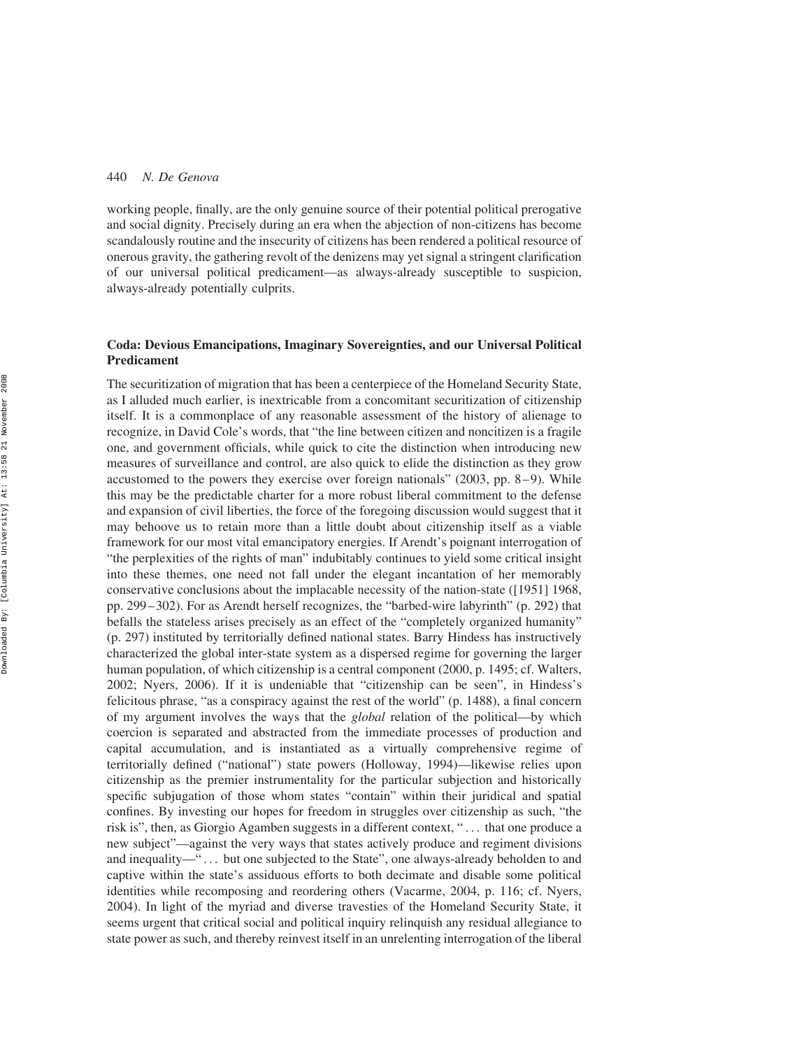working people, finally, are the only genuine source of their potential political prerogative and social dignity. Precisely during an era when the abjection of non-citizens has become scandalously routine and the insecurity of citizens has been rendered a political resource of onerous gravity, the gathering revolt of the denizens may yet signal a stringent clarification of our universal political predicament—as always-already susceptible to suspicion, always-already potentially culprits.

## Coda: Devious Emancipations, Imaginary Sovereignties, and our Universal Political Predicament

The securitization of migration that has been a centerpiece of the Homeland Security State, as I alluded much earlier, is inextricable from a concomitant securitization of citizenship itself. It is a commonplace of any reasonable assessment of the history of alienage to recognize, in David Cole's words, that "the line between citizen and noncitizen is a fragile one, and government officials, while quick to cite the distinction when introducing new measures of surveillance and control, are also quick to elide the distinction as they grow accustomed to the powers they exercise over foreign nationals" (2003, pp. 8–9). While this may be the predictable charter for a more robust liberal commitment to the defense and expansion of civil liberties, the force of the foregoing discussion would suggest that it may behoove us to retain more than a little doubt about citizenship itself as a viable framework for our most vital emancipatory energies. If Arendt's poignant interrogation of "the perplexities of the rights of man" indubitably continues to yield some critical insight into these themes, one need not fall under the elegant incantation of her memorably conservative conclusions about the implacable necessity of the nation-state ([1951] 1968, pp. 299–302). For as Arendt herself recognizes, the "barbed-wire labyrinth" (p. 292) that befalls the stateless arises precisely as an effect of the "completely organized humanity" (p. 297) instituted by territorially defined national states. Barry Hindess has instructively characterized the global inter-state system as a dispersed regime for governing the larger human population, of which citizenship is a central component (2000, p. 1495; cf. Walters, 2002; Nyers, 2006). If it is undeniable that "citizenship can be seen", in Hindess's felicitous phrase, "as a conspiracy against the rest of the world" (p. 1488), a final concern of my argument involves the ways that the *global* relation of the political—by which coercion is separated and abstracted from the immediate processes of production and capital accumulation, and is instantiated as a virtually comprehensive regime of territorially defined ("national") state powers (Holloway, 1994)—likewise relies upon citizenship as the premier instrumentality for the particular subjection and historically specific subjugation of those whom states "contain" within their juridical and spatial confines. By investing our hopes for freedom in struggles over citizenship as such, "the risk is", then, as Giorgio Agamben suggests in a different context, "... that one produce a new subject"—against the very ways that states actively produce and regiment divisions and inequality—"... but one subjected to the State", one always-already beholden to and captive within the state's assiduous efforts to both decimate and disable some political identities while recomposing and reordering others (Vacarme, 2004, p. 116; cf. Nyers, 2004). In light of the myriad and diverse travesties of the Homeland Security State, it seems urgent that critical social and political inquiry relinquish any residual allegiance to state power as such, and thereby reinvest itself in an unrelenting interrogation of the liberal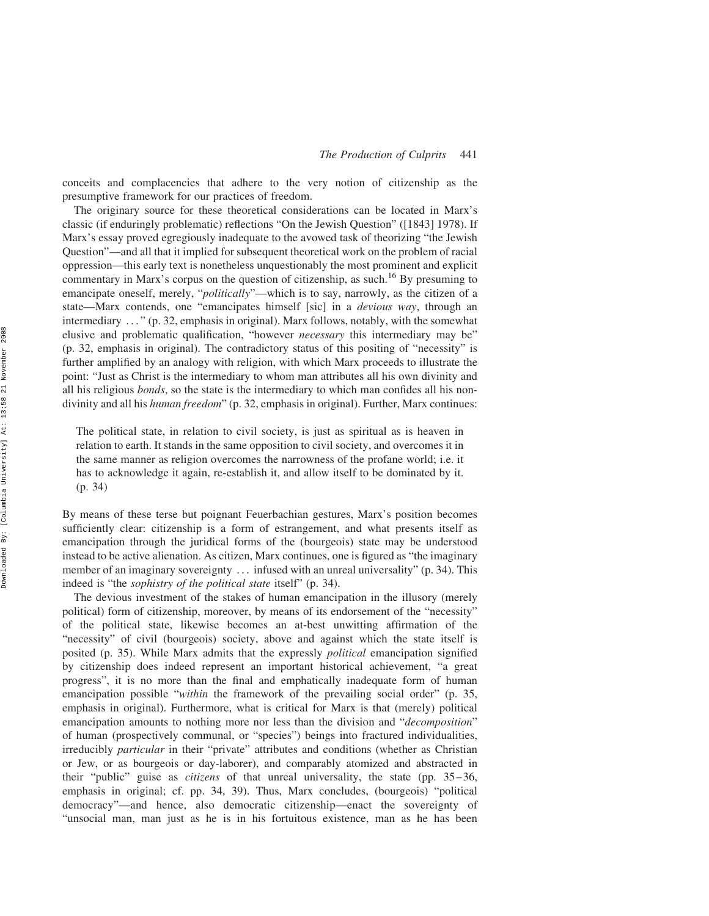conceits and complacencies that adhere to the very notion of citizenship as the presumptive framework for our practices of freedom.

The originary source for these theoretical considerations can be located in Marx's classic (if enduringly problematic) reflections "On the Jewish Question" ([1843] 1978). If Marx's essay proved egregiously inadequate to the avowed task of theorizing "the Jewish Question"—and all that it implied for subsequent theoretical work on the problem of racial oppression—this early text is nonetheless unquestionably the most prominent and explicit commentary in Marx's corpus on the question of citizenship, as such.[16] By presuming to emancipate oneself, merely, "*politically*"—which is to say, narrowly, as the citizen of a state—Marx contends, one "emancipates himself [sic] in a *devious way*, through an intermediary ..." (p. 32, emphasis in original). Marx follows, notably, with the somewhat elusive and problematic qualification, "however *necessary* this intermediary may be" (p. 32, emphasis in original). The contradictory status of this positing of "necessity" is further amplified by an analogy with religion, with which Marx proceeds to illustrate the point: "Just as Christ is the intermediary to whom man attributes all his own divinity and all his religious *bonds*, so the state is the intermediary to which man confides all his non-divinity and all his *human freedom*" (p. 32, emphasis in original). Further, Marx continues:

> The political state, in relation to civil society, is just as spiritual as is heaven in relation to earth. It stands in the same opposition to civil society, and overcomes it in the same manner as religion overcomes the narrowness of the profane world; i.e. it has to acknowledge it again, re-establish it, and allow itself to be dominated by it. (p. 34)

By means of these terse but poignant Feuerbachian gestures, Marx's position becomes sufficiently clear: citizenship is a form of estrangement, and what presents itself as emancipation through the juridical forms of the (bourgeois) state may be understood instead to be active alienation. As citizen, Marx continues, one is figured as "the imaginary member of an imaginary sovereignty ... infused with an unreal universality" (p. 34). This indeed is "the *sophistry of the political state* itself" (p. 34).

The devious investment of the stakes of human emancipation in the illusory (merely political) form of citizenship, moreover, by means of its endorsement of the "necessity" of the political state, likewise becomes an at-best unwitting affirmation of the "necessity" of civil (bourgeois) society, above and against which the state itself is posited (p. 35). While Marx admits that the expressly *political* emancipation signified by citizenship does indeed represent an important historical achievement, "a great progress", it is no more than the final and emphatically inadequate form of human emancipation possible "*within* the framework of the prevailing social order" (p. 35, emphasis in original). Furthermore, what is critical for Marx is that (merely) political emancipation amounts to nothing more nor less than the division and "*decomposition*" of human (prospectively communal, or "species") beings into fractured individualities, irreducibly *particular* in their "private" attributes and conditions (whether as Christian or Jew, or as bourgeois or day-laborer), and comparably atomized and abstracted in their "public" guise as *citizens* of that unreal universality, the state (pp. 35–36, emphasis in original; cf. pp. 34, 39). Thus, Marx concludes, (bourgeois) "political democracy"—and hence, also democratic citizenship—enact the sovereignty of "unsocial man, man just as he is in his fortuitous existence, man as he has been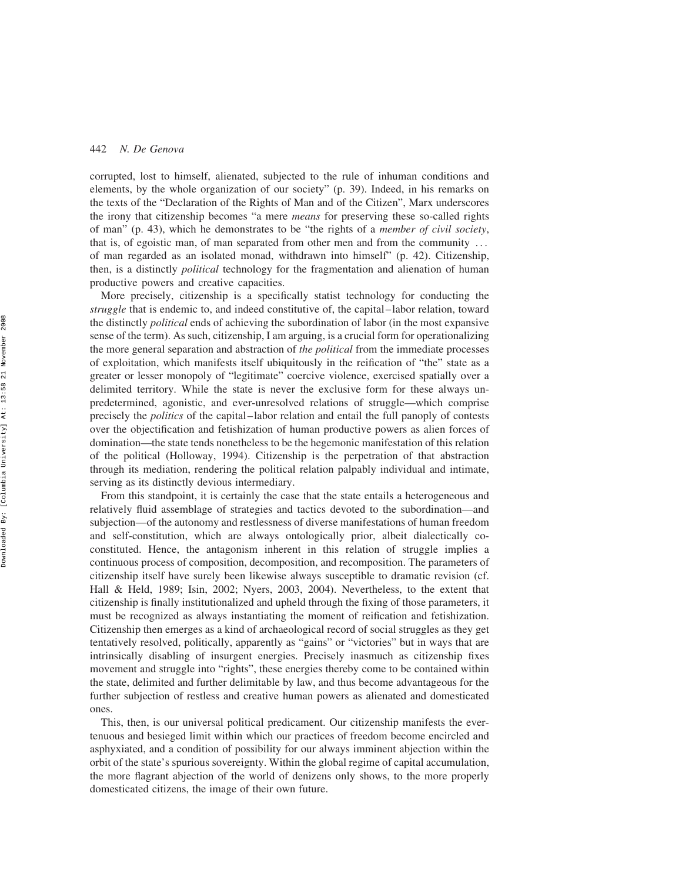corrupted, lost to himself, alienated, subjected to the rule of inhuman conditions and elements, by the whole organization of our society" (p. 39). Indeed, in his remarks on the texts of the "Declaration of the Rights of Man and of the Citizen", Marx underscores the irony that citizenship becomes "a mere *means* for preserving these so-called rights of man" (p. 43), which he demonstrates to be "the rights of a *member of civil society*, that is, of egoistic man, of man separated from other men and from the community … of man regarded as an isolated monad, withdrawn into himself" (p. 42). Citizenship, then, is a distinctly *political* technology for the fragmentation and alienation of human productive powers and creative capacities.

More precisely, citizenship is a specifically statist technology for conducting the *struggle* that is endemic to, and indeed constitutive of, the capital–labor relation, toward the distinctly *political* ends of achieving the subordination of labor (in the most expansive sense of the term). As such, citizenship, I am arguing, is a crucial form for operationalizing the more general separation and abstraction of *the political* from the immediate processes of exploitation, which manifests itself ubiquitously in the reification of "the" state as a greater or lesser monopoly of "legitimate" coercive violence, exercised spatially over a delimited territory. While the state is never the exclusive form for these always un-predetermined, agonistic, and ever-unresolved relations of struggle—which comprise precisely the *politics* of the capital–labor relation and entail the full panoply of contests over the objectification and fetishization of human productive powers as alien forces of domination—the state tends nonetheless to be the hegemonic manifestation of this relation of the political (Holloway, 1994). Citizenship is the perpetration of that abstraction through its mediation, rendering the political relation palpably individual and intimate, serving as its distinctly devious intermediary.

From this standpoint, it is certainly the case that the state entails a heterogeneous and relatively fluid assemblage of strategies and tactics devoted to the subordination—and subjection—of the autonomy and restlessness of diverse manifestations of human freedom and self-constitution, which are always ontologically prior, albeit dialectically co-constituted. Hence, the antagonism inherent in this relation of struggle implies a continuous process of composition, decomposition, and recomposition. The parameters of citizenship itself have surely been likewise always susceptible to dramatic revision (cf. Hall & Held, 1989; Isin, 2002; Nyers, 2003, 2004). Nevertheless, to the extent that citizenship is finally institutionalized and upheld through the fixing of those parameters, it must be recognized as always instantiating the moment of reification and fetishization. Citizenship then emerges as a kind of archaeological record of social struggles as they get tentatively resolved, politically, apparently as "gains" or "victories" but in ways that are intrinsically disabling of insurgent energies. Precisely inasmuch as citizenship fixes movement and struggle into "rights", these energies thereby come to be contained within the state, delimited and further delimitable by law, and thus become advantageous for the further subjection of restless and creative human powers as alienated and domesticated ones.

This, then, is our universal political predicament. Our citizenship manifests the ever-tenuous and besieged limit within which our practices of freedom become encircled and asphyxiated, and a condition of possibility for our always imminent abjection within the orbit of the state's spurious sovereignty. Within the global regime of capital accumulation, the more flagrant abjection of the world of denizens only shows, to the more properly domesticated citizens, the image of their own future.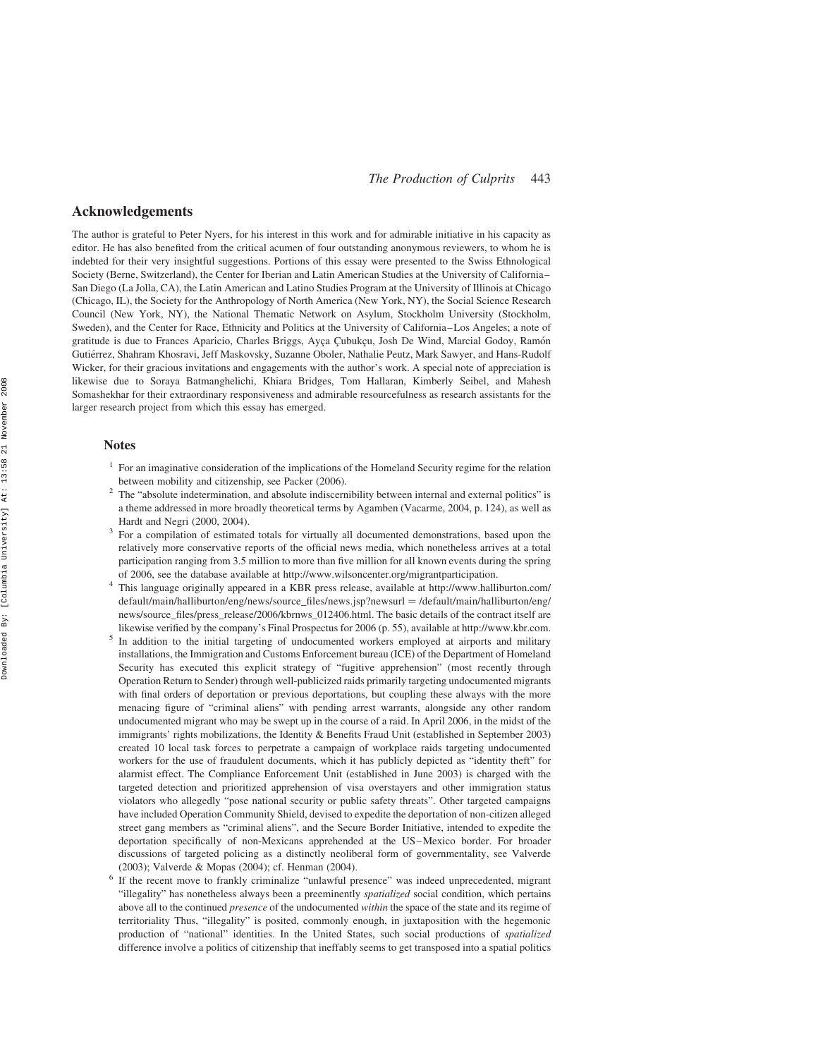## Acknowledgements

The author is grateful to Peter Nyers, for his interest in this work and for admirable initiative in his capacity as editor. He has also benefited from the critical acumen of four outstanding anonymous reviewers, to whom he is indebted for their very insightful suggestions. Portions of this essay were presented to the Swiss Ethnological Society (Berne, Switzerland), the Center for Iberian and Latin American Studies at the University of California–San Diego (La Jolla, CA), the Latin American and Latino Studies Program at the University of Illinois at Chicago (Chicago, IL), the Society for the Anthropology of North America (New York, NY), the Social Science Research Council (New York, NY), the National Thematic Network on Asylum, Stockholm University (Stockholm, Sweden), and the Center for Race, Ethnicity and Politics at the University of California–Los Angeles; a note of gratitude is due to Frances Aparicio, Charles Briggs, Ayça Çubukçu, Josh De Wind, Marcial Godoy, Ramón Gutiérrez, Shahram Khosravi, Jeff Maskovsky, Suzanne Oboler, Nathalie Peutz, Mark Sawyer, and Hans-Rudolf Wicker, for their gracious invitations and engagements with the author's work. A special note of appreciation is likewise due to Soraya Batmanghelichi, Khiara Bridges, Tom Hallaran, Kimberly Seibel, and Mahesh Somashekhar for their extraordinary responsiveness and admirable resourcefulness as research assistants for the larger research project from which this essay has emerged.

### Notes

[1] For an imaginative consideration of the implications of the Homeland Security regime for the relation between mobility and citizenship, see Packer (2006).

[2] The "absolute indetermination, and absolute indiscernibility between internal and external politics" is a theme addressed in more broadly theoretical terms by Agamben (Vacarme, 2004, p. 124), as well as Hardt and Negri (2000, 2004).

[3] For a compilation of estimated totals for virtually all documented demonstrations, based upon the relatively more conservative reports of the official news media, which nonetheless arrives at a total participation ranging from 3.5 million to more than five million for all known events during the spring of 2006, see the database available at http://www.wilsoncenter.org/migrantparticipation.

[4] This language originally appeared in a KBR press release, available at http://www.halliburton.com/default/main/halliburton/eng/news/source_files/news.jsp?newsurl = /default/main/halliburton/eng/news/source_files/press_release/2006/kbrnws_012406.html. The basic details of the contract itself are likewise verified by the company's Final Prospectus for 2006 (p. 55), available at http://www.kbr.com.

[5] In addition to the initial targeting of undocumented workers employed at airports and military installations, the Immigration and Customs Enforcement bureau (ICE) of the Department of Homeland Security has executed this explicit strategy of "fugitive apprehension" (most recently through Operation Return to Sender) through well-publicized raids primarily targeting undocumented migrants with final orders of deportation or previous deportations, but coupling these always with the more menacing figure of "criminal aliens" with pending arrest warrants, alongside any other random undocumented migrant who may be swept up in the course of a raid. In April 2006, in the midst of the immigrants' rights mobilizations, the Identity & Benefits Fraud Unit (established in September 2003) created 10 local task forces to perpetrate a campaign of workplace raids targeting undocumented workers for the use of fraudulent documents, which it has publicly depicted as "identity theft" for alarmist effect. The Compliance Enforcement Unit (established in June 2003) is charged with the targeted detection and prioritized apprehension of visa overstayers and other immigration status violators who allegedly "pose national security or public safety threats". Other targeted campaigns have included Operation Community Shield, devised to expedite the deportation of non-citizen alleged street gang members as "criminal aliens", and the Secure Border Initiative, intended to expedite the deportation specifically of non-Mexicans apprehended at the US–Mexico border. For broader discussions of targeted policing as a distinctly neoliberal form of governmentality, see Valverde (2003); Valverde & Mopas (2004); cf. Henman (2004).

[6] If the recent move to frankly criminalize "unlawful presence" was indeed unprecedented, migrant "illegality" has nonetheless always been a preeminently *spatialized* social condition, which pertains above all to the continued *presence* of the undocumented *within* the space of the state and its regime of territoriality Thus, "illegality" is posited, commonly enough, in juxtaposition with the hegemonic production of "national" identities. In the United States, such social productions of *spatialized* difference involve a politics of citizenship that ineffably seems to get transposed into a spatial politics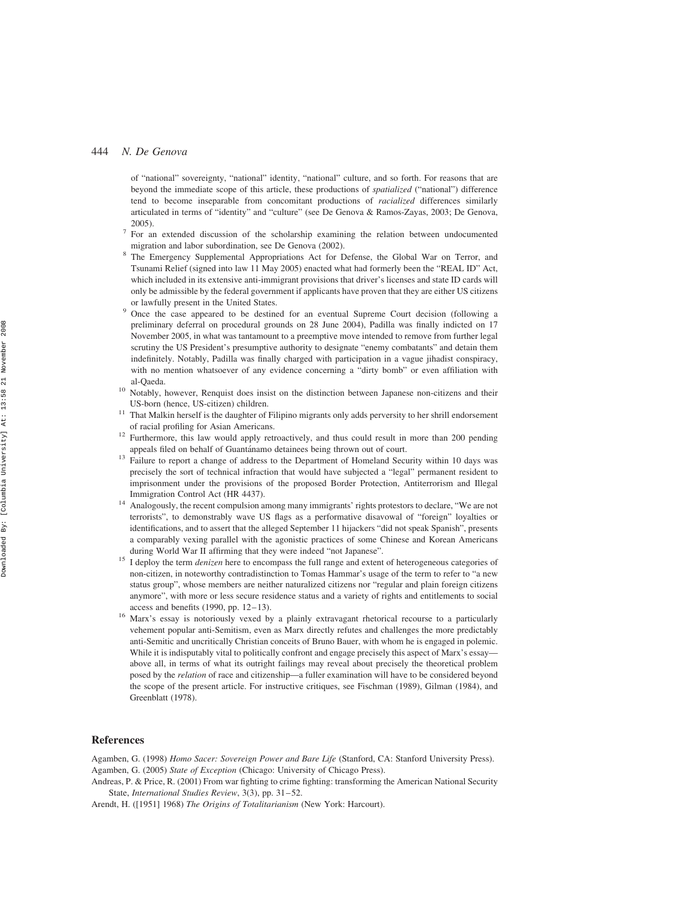of "national" sovereignty, "national" identity, "national" culture, and so forth. For reasons that are beyond the immediate scope of this article, these productions of *spatialized* ("national") difference tend to become inseparable from concomitant productions of *racialized* differences similarly articulated in terms of "identity" and "culture" (see De Genova & Ramos-Zayas, 2003; De Genova, 2005).

[7] For an extended discussion of the scholarship examining the relation between undocumented migration and labor subordination, see De Genova (2002).

[8] The Emergency Supplemental Appropriations Act for Defense, the Global War on Terror, and Tsunami Relief (signed into law 11 May 2005) enacted what had formerly been the "REAL ID" Act, which included in its extensive anti-immigrant provisions that driver's licenses and state ID cards will only be admissible by the federal government if applicants have proven that they are either US citizens or lawfully present in the United States.

[9] Once the case appeared to be destined for an eventual Supreme Court decision (following a preliminary deferral on procedural grounds on 28 June 2004), Padilla was finally indicted on 17 November 2005, in what was tantamount to a preemptive move intended to remove from further legal scrutiny the US President's presumptive authority to designate "enemy combatants" and detain them indefinitely. Notably, Padilla was finally charged with participation in a vague jihadist conspiracy, with no mention whatsoever of any evidence concerning a "dirty bomb" or even affiliation with al-Qaeda.

[10] Notably, however, Renquist does insist on the distinction between Japanese non-citizens and their US-born (hence, US-citizen) children.

[11] That Malkin herself is the daughter of Filipino migrants only adds perversity to her shrill endorsement of racial profiling for Asian Americans.

[12] Furthermore, this law would apply retroactively, and thus could result in more than 200 pending appeals filed on behalf of Guantánamo detainees being thrown out of court.

[13] Failure to report a change of address to the Department of Homeland Security within 10 days was precisely the sort of technical infraction that would have subjected a "legal" permanent resident to imprisonment under the provisions of the proposed Border Protection, Antiterrorism and Illegal Immigration Control Act (HR 4437).

[14] Analogously, the recent compulsion among many immigrants' rights protestors to declare, "We are not terrorists", to demonstrably wave US flags as a performative disavowal of "foreign" loyalties or identifications, and to assert that the alleged September 11 hijackers "did not speak Spanish", presents a comparably vexing parallel with the agonistic practices of some Chinese and Korean Americans during World War II affirming that they were indeed "not Japanese".

[15] I deploy the term *denizen* here to encompass the full range and extent of heterogeneous categories of non-citizen, in noteworthy contradistinction to Tomas Hammar's usage of the term to refer to "a new status group", whose members are neither naturalized citizens nor "regular and plain foreign citizens anymore", with more or less secure residence status and a variety of rights and entitlements to social access and benefits (1990, pp. 12–13).

[16] Marx's essay is notoriously vexed by a plainly extravagant rhetorical recourse to a particularly vehement popular anti-Semitism, even as Marx directly refutes and challenges the more predictably anti-Semitic and uncritically Christian conceits of Bruno Bauer, with whom he is engaged in polemic. While it is indisputably vital to politically confront and engage precisely this aspect of Marx's essay—above all, in terms of what its outright failings may reveal about precisely the theoretical problem posed by the *relation* of race and citizenship—a fuller examination will have to be considered beyond the scope of the present article. For instructive critiques, see Fischman (1989), Gilman (1984), and Greenblatt (1978).

## References

Agamben, G. (1998) *Homo Sacer: Sovereign Power and Bare Life* (Stanford, CA: Stanford University Press).

Agamben, G. (2005) *State of Exception* (Chicago: University of Chicago Press).

Andreas, P. & Price, R. (2001) From war fighting to crime fighting: transforming the American National Security State, *International Studies Review*, 3(3), pp. 31–52.

Arendt, H. ([1951] 1968) *The Origins of Totalitarianism* (New York: Harcourt).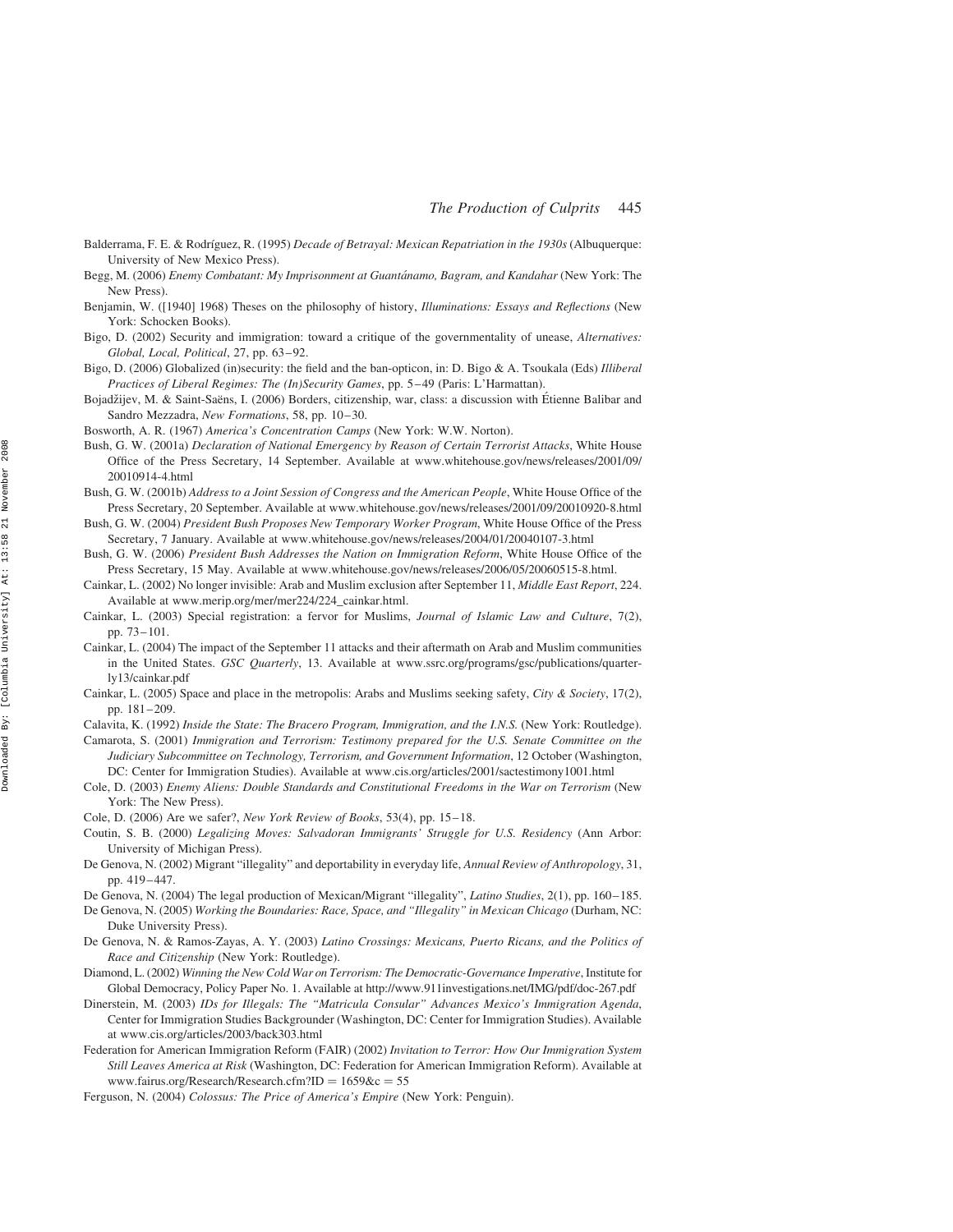Balderrama, F. E. & Rodríguez, R. (1995) *Decade of Betrayal: Mexican Repatriation in the 1930s* (Albuquerque: University of New Mexico Press).

Begg, M. (2006) *Enemy Combatant: My Imprisonment at Guantánamo, Bagram, and Kandahar* (New York: The New Press).

Benjamin, W. ([1940] 1968) Theses on the philosophy of history, *Illuminations: Essays and Reflections* (New York: Schocken Books).

Bigo, D. (2002) Security and immigration: toward a critique of the governmentality of unease, *Alternatives: Global, Local, Political*, 27, pp. 63–92.

Bigo, D. (2006) Globalized (in)security: the field and the ban-opticon, in: D. Bigo & A. Tsoukala (Eds) *Illiberal Practices of Liberal Regimes: The (In)Security Games*, pp. 5–49 (Paris: L'Harmattan).

Bojadžijev, M. & Saint-Saëns, I. (2006) Borders, citizenship, war, class: a discussion with Étienne Balibar and Sandro Mezzadra, *New Formations*, 58, pp. 10–30.

Bosworth, A. R. (1967) *America's Concentration Camps* (New York: W.W. Norton).

Bush, G. W. (2001a) *Declaration of National Emergency by Reason of Certain Terrorist Attacks*, White House Office of the Press Secretary, 14 September. Available at www.whitehouse.gov/news/releases/2001/09/20010914-4.html

Bush, G. W. (2001b) *Address to a Joint Session of Congress and the American People*, White House Office of the Press Secretary, 20 September. Available at www.whitehouse.gov/news/releases/2001/09/20010920-8.html

Bush, G. W. (2004) *President Bush Proposes New Temporary Worker Program*, White House Office of the Press Secretary, 7 January. Available at www.whitehouse.gov/news/releases/2004/01/20040107-3.html

Bush, G. W. (2006) *President Bush Addresses the Nation on Immigration Reform*, White House Office of the Press Secretary, 15 May. Available at www.whitehouse.gov/news/releases/2006/05/20060515-8.html.

Cainkar, L. (2002) No longer invisible: Arab and Muslim exclusion after September 11, *Middle East Report*, 224. Available at www.merip.org/mer/mer224/224_cainkar.html.

Cainkar, L. (2003) Special registration: a fervor for Muslims, *Journal of Islamic Law and Culture*, 7(2), pp. 73–101.

Cainkar, L. (2004) The impact of the September 11 attacks and their aftermath on Arab and Muslim communities in the United States. *GSC Quarterly*, 13. Available at www.ssrc.org/programs/gsc/publications/quarterly13/cainkar.pdf

Cainkar, L. (2005) Space and place in the metropolis: Arabs and Muslims seeking safety, *City & Society*, 17(2), pp. 181–209.

Calavita, K. (1992) *Inside the State: The Bracero Program, Immigration, and the I.N.S.* (New York: Routledge).

Camarota, S. (2001) *Immigration and Terrorism: Testimony prepared for the U.S. Senate Committee on the Judiciary Subcommittee on Technology, Terrorism, and Government Information*, 12 October (Washington, DC: Center for Immigration Studies). Available at www.cis.org/articles/2001/sactestimony1001.html

Cole, D. (2003) *Enemy Aliens: Double Standards and Constitutional Freedoms in the War on Terrorism* (New York: The New Press).

Cole, D. (2006) Are we safer?, *New York Review of Books*, 53(4), pp. 15–18.

Coutin, S. B. (2000) *Legalizing Moves: Salvadoran Immigrants' Struggle for U.S. Residency* (Ann Arbor: University of Michigan Press).

De Genova, N. (2002) Migrant "illegality" and deportability in everyday life, *Annual Review of Anthropology*, 31, pp. 419–447.

De Genova, N. (2004) The legal production of Mexican/Migrant "illegality", *Latino Studies*, 2(1), pp. 160–185.

De Genova, N. (2005) *Working the Boundaries: Race, Space, and "Illegality" in Mexican Chicago* (Durham, NC: Duke University Press).

De Genova, N. & Ramos-Zayas, A. Y. (2003) *Latino Crossings: Mexicans, Puerto Ricans, and the Politics of Race and Citizenship* (New York: Routledge).

Diamond, L. (2002) *Winning the New Cold War on Terrorism: The Democratic-Governance Imperative*, Institute for Global Democracy, Policy Paper No. 1. Available at http://www.911investigations.net/IMG/pdf/doc-267.pdf

Dinerstein, M. (2003) *IDs for Illegals: The "Matricula Consular" Advances Mexico's Immigration Agenda*, Center for Immigration Studies Backgrounder (Washington, DC: Center for Immigration Studies). Available at www.cis.org/articles/2003/back303.html

Federation for American Immigration Reform (FAIR) (2002) *Invitation to Terror: How Our Immigration System Still Leaves America at Risk* (Washington, DC: Federation for American Immigration Reform). Available at www.fairus.org/Research/Research.cfm?ID = 1659&c = 55

Ferguson, N. (2004) *Colossus: The Price of America's Empire* (New York: Penguin).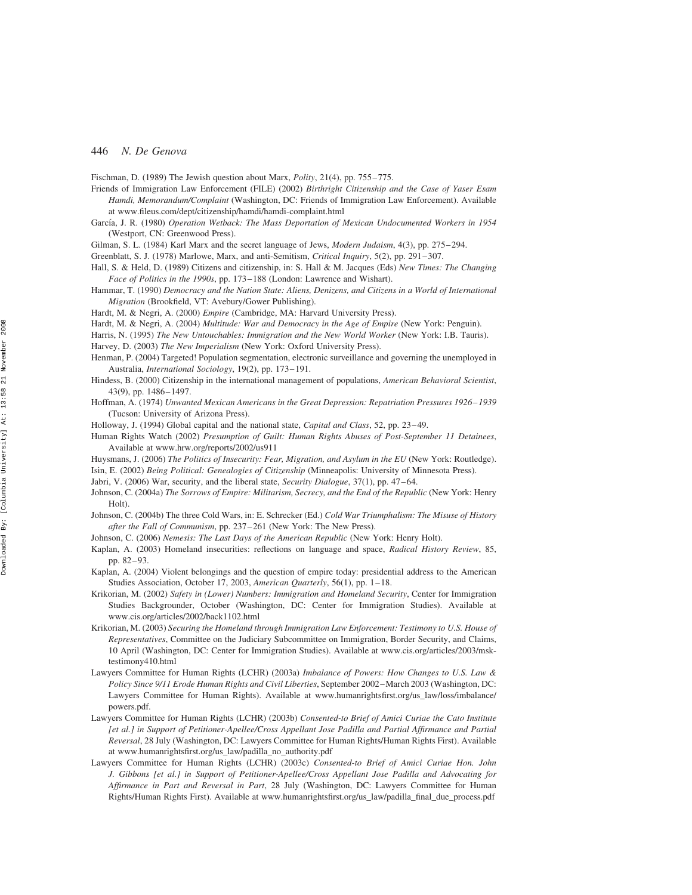Fischman, D. (1989) The Jewish question about Marx, *Polity*, 21(4), pp. 755–775.

Friends of Immigration Law Enforcement (FILE) (2002) *Birthright Citizenship and the Case of Yaser Esam Hamdi, Memorandum/Complaint* (Washington, DC: Friends of Immigration Law Enforcement). Available at www.fileus.com/dept/citizenship/hamdi/hamdi-complaint.html

García, J. R. (1980) *Operation Wetback: The Mass Deportation of Mexican Undocumented Workers in 1954* (Westport, CN: Greenwood Press).

Gilman, S. L. (1984) Karl Marx and the secret language of Jews, *Modern Judaism*, 4(3), pp. 275–294.

Greenblatt, S. J. (1978) Marlowe, Marx, and anti-Semitism, *Critical Inquiry*, 5(2), pp. 291–307.

Hall, S. & Held, D. (1989) Citizens and citizenship, in: S. Hall & M. Jacques (Eds) *New Times: The Changing Face of Politics in the 1990s*, pp. 173–188 (London: Lawrence and Wishart).

Hammar, T. (1990) *Democracy and the Nation State: Aliens, Denizens, and Citizens in a World of International Migration* (Brookfield, VT: Avebury/Gower Publishing).

Hardt, M. & Negri, A. (2000) *Empire* (Cambridge, MA: Harvard University Press).

Hardt, M. & Negri, A. (2004) *Multitude: War and Democracy in the Age of Empire* (New York: Penguin).

Harris, N. (1995) *The New Untouchables: Immigration and the New World Worker* (New York: I.B. Tauris).

Harvey, D. (2003) *The New Imperialism* (New York: Oxford University Press).

Henman, P. (2004) Targeted! Population segmentation, electronic surveillance and governing the unemployed in Australia, *International Sociology*, 19(2), pp. 173–191.

Hindess, B. (2000) Citizenship in the international management of populations, *American Behavioral Scientist*, 43(9), pp. 1486–1497.

Hoffman, A. (1974) *Unwanted Mexican Americans in the Great Depression: Repatriation Pressures 1926–1939* (Tucson: University of Arizona Press).

Holloway, J. (1994) Global capital and the national state, *Capital and Class*, 52, pp. 23–49.

Human Rights Watch (2002) *Presumption of Guilt: Human Rights Abuses of Post-September 11 Detainees*, Available at www.hrw.org/reports/2002/us911

Huysmans, J. (2006) *The Politics of Insecurity: Fear, Migration, and Asylum in the EU* (New York: Routledge).

Isin, E. (2002) *Being Political: Genealogies of Citizenship* (Minneapolis: University of Minnesota Press).

Jabri, V. (2006) War, security, and the liberal state, *Security Dialogue*, 37(1), pp. 47–64.

Johnson, C. (2004a) *The Sorrows of Empire: Militarism, Secrecy, and the End of the Republic* (New York: Henry Holt).

Johnson, C. (2004b) The three Cold Wars, in: E. Schrecker (Ed.) *Cold War Triumphalism: The Misuse of History after the Fall of Communism*, pp. 237–261 (New York: The New Press).

Johnson, C. (2006) *Nemesis: The Last Days of the American Republic* (New York: Henry Holt).

Kaplan, A. (2003) Homeland insecurities: reflections on language and space, *Radical History Review*, 85, pp. 82–93.

Kaplan, A. (2004) Violent belongings and the question of empire today: presidential address to the American Studies Association, October 17, 2003, *American Quarterly*, 56(1), pp. 1–18.

Krikorian, M. (2002) *Safety in (Lower) Numbers: Immigration and Homeland Security*, Center for Immigration Studies Backgrounder, October (Washington, DC: Center for Immigration Studies). Available at www.cis.org/articles/2002/back1102.html

Krikorian, M. (2003) *Securing the Homeland through Immigration Law Enforcement: Testimony to U.S. House of Representatives*, Committee on the Judiciary Subcommittee on Immigration, Border Security, and Claims, 10 April (Washington, DC: Center for Immigration Studies). Available at www.cis.org/articles/2003/msk-testimony410.html

Lawyers Committee for Human Rights (LCHR) (2003a) *Imbalance of Powers: How Changes to U.S. Law & Policy Since 9/11 Erode Human Rights and Civil Liberties*, September 2002–March 2003 (Washington, DC: Lawyers Committee for Human Rights). Available at www.humanrightsfirst.org/us_law/loss/imbalance/powers.pdf.

Lawyers Committee for Human Rights (LCHR) (2003b) *Consented-to Brief of Amici Curiae the Cato Institute [et al.] in Support of Petitioner-Apellee/Cross Appellant Jose Padilla and Partial Affirmance and Partial Reversal*, 28 July (Washington, DC: Lawyers Committee for Human Rights/Human Rights First). Available at www.humanrightsfirst.org/us_law/padilla_no_authority.pdf

Lawyers Committee for Human Rights (LCHR) (2003c) *Consented-to Brief of Amici Curiae Hon. John J. Gibbons [et al.] in Support of Petitioner-Apellee/Cross Appellant Jose Padilla and Advocating for Affirmance in Part and Reversal in Part*, 28 July (Washington, DC: Lawyers Committee for Human Rights/Human Rights First). Available at www.humanrightsfirst.org/us_law/padilla_final_due_process.pdf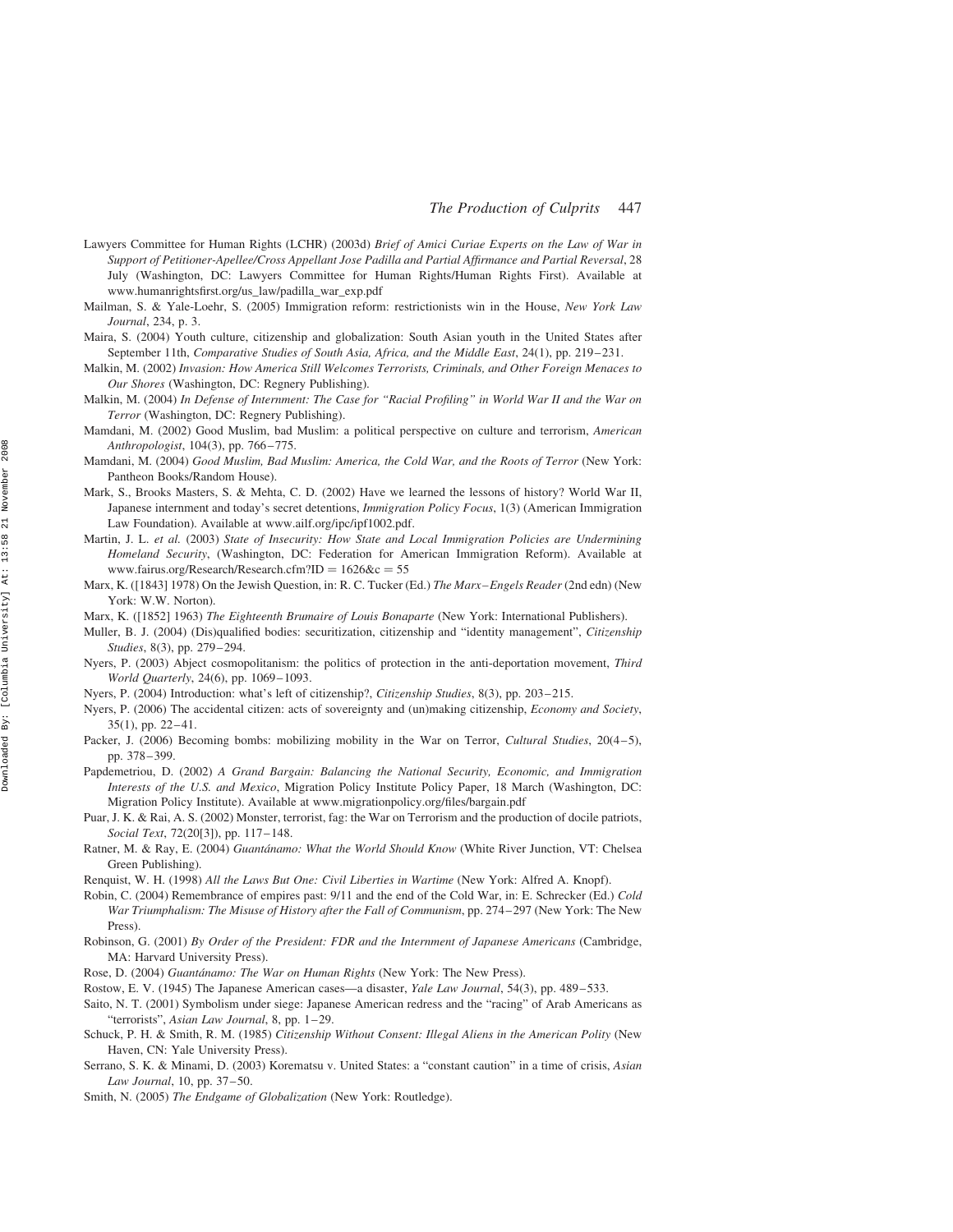Lawyers Committee for Human Rights (LCHR) (2003d) *Brief of Amici Curiae Experts on the Law of War in Support of Petitioner-Apellee/Cross Appellant Jose Padilla and Partial Affirmance and Partial Reversal*, 28 July (Washington, DC: Lawyers Committee for Human Rights/Human Rights First). Available at www.humanrightsfirst.org/us_law/padilla_war_exp.pdf

Mailman, S. & Yale-Loehr, S. (2005) Immigration reform: restrictionists win in the House, *New York Law Journal*, 234, p. 3.

Maira, S. (2004) Youth culture, citizenship and globalization: South Asian youth in the United States after September 11th, *Comparative Studies of South Asia, Africa, and the Middle East*, 24(1), pp. 219–231.

Malkin, M. (2002) *Invasion: How America Still Welcomes Terrorists, Criminals, and Other Foreign Menaces to Our Shores* (Washington, DC: Regnery Publishing).

Malkin, M. (2004) *In Defense of Internment: The Case for "Racial Profiling" in World War II and the War on Terror* (Washington, DC: Regnery Publishing).

Mamdani, M. (2002) Good Muslim, bad Muslim: a political perspective on culture and terrorism, *American Anthropologist*, 104(3), pp. 766–775.

Mamdani, M. (2004) *Good Muslim, Bad Muslim: America, the Cold War, and the Roots of Terror* (New York: Pantheon Books/Random House).

Mark, S., Brooks Masters, S. & Mehta, C. D. (2002) Have we learned the lessons of history? World War II, Japanese internment and today's secret detentions, *Immigration Policy Focus*, 1(3) (American Immigration Law Foundation). Available at www.ailf.org/ipc/ipf1002.pdf.

Martin, J. L. *et al.* (2003) *State of Insecurity: How State and Local Immigration Policies are Undermining Homeland Security*, (Washington, DC: Federation for American Immigration Reform). Available at www.fairus.org/Research/Research.cfm?ID = 1626&c = 55

Marx, K. ([1843] 1978) On the Jewish Question, in: R. C. Tucker (Ed.) *The Marx–Engels Reader* (2nd edn) (New York: W.W. Norton).

Marx, K. ([1852] 1963) *The Eighteenth Brumaire of Louis Bonaparte* (New York: International Publishers).

Muller, B. J. (2004) (Dis)qualified bodies: securitization, citizenship and "identity management", *Citizenship Studies*, 8(3), pp. 279–294.

Nyers, P. (2003) Abject cosmopolitanism: the politics of protection in the anti-deportation movement, *Third World Quarterly*, 24(6), pp. 1069–1093.

Nyers, P. (2004) Introduction: what's left of citizenship?, *Citizenship Studies*, 8(3), pp. 203–215.

Nyers, P. (2006) The accidental citizen: acts of sovereignty and (un)making citizenship, *Economy and Society*, 35(1), pp. 22–41.

Packer, J. (2006) Becoming bombs: mobilizing mobility in the War on Terror, *Cultural Studies*, 20(4–5), pp. 378–399.

Papdemetriou, D. (2002) *A Grand Bargain: Balancing the National Security, Economic, and Immigration Interests of the U.S. and Mexico*, Migration Policy Institute Policy Paper, 18 March (Washington, DC: Migration Policy Institute). Available at www.migrationpolicy.org/files/bargain.pdf

Puar, J. K. & Rai, A. S. (2002) Monster, terrorist, fag: the War on Terrorism and the production of docile patriots, *Social Text*, 72(20[3]), pp. 117–148.

Ratner, M. & Ray, E. (2004) *Guantánamo: What the World Should Know* (White River Junction, VT: Chelsea Green Publishing).

Renquist, W. H. (1998) *All the Laws But One: Civil Liberties in Wartime* (New York: Alfred A. Knopf).

Robin, C. (2004) Remembrance of empires past: 9/11 and the end of the Cold War, in: E. Schrecker (Ed.) *Cold War Triumphalism: The Misuse of History after the Fall of Communism*, pp. 274–297 (New York: The New Press).

Robinson, G. (2001) *By Order of the President: FDR and the Internment of Japanese Americans* (Cambridge, MA: Harvard University Press).

Rose, D. (2004) *Guantánamo: The War on Human Rights* (New York: The New Press).

Rostow, E. V. (1945) The Japanese American cases—a disaster, *Yale Law Journal*, 54(3), pp. 489–533.

Saito, N. T. (2001) Symbolism under siege: Japanese American redress and the "racing" of Arab Americans as "terrorists", *Asian Law Journal*, 8, pp. 1–29.

Schuck, P. H. & Smith, R. M. (1985) *Citizenship Without Consent: Illegal Aliens in the American Polity* (New Haven, CN: Yale University Press).

Serrano, S. K. & Minami, D. (2003) Korematsu v. United States: a "constant caution" in a time of crisis, *Asian Law Journal*, 10, pp. 37–50.

Smith, N. (2005) *The Endgame of Globalization* (New York: Routledge).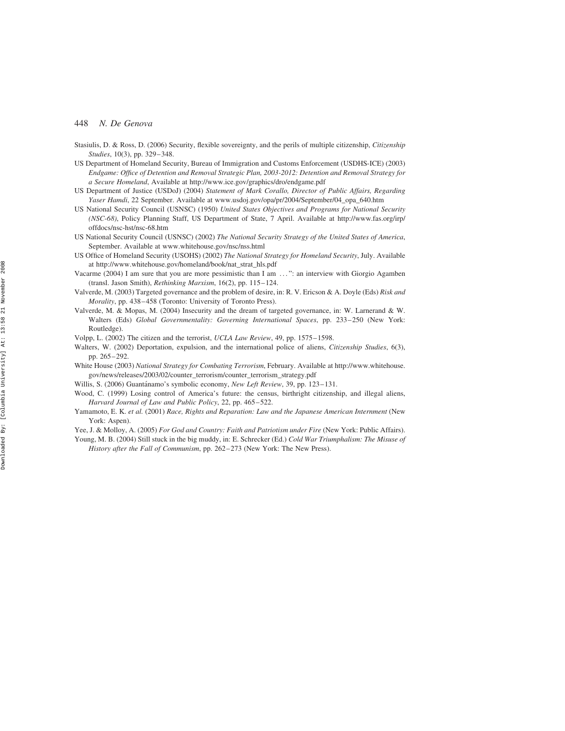Stasiulis, D. & Ross, D. (2006) Security, flexible sovereignty, and the perils of multiple citizenship, *Citizenship Studies*, 10(3), pp. 329–348.

US Department of Homeland Security, Bureau of Immigration and Customs Enforcement (USDHS-ICE) (2003) *Endgame: Office of Detention and Removal Strategic Plan, 2003-2012: Detention and Removal Strategy for a Secure Homeland*, Available at http://www.ice.gov/graphics/dro/endgame.pdf

US Department of Justice (USDoJ) (2004) *Statement of Mark Corallo, Director of Public Affairs, Regarding Yaser Hamdi*, 22 September. Available at www.usdoj.gov/opa/pr/2004/September/04_opa_640.htm

US National Security Council (USNSC) (1950) *United States Objectives and Programs for National Security (NSC-68)*, Policy Planning Staff, US Department of State, 7 April. Available at http://www.fas.org/irp/offdocs/nsc-hst/nsc-68.htm

US National Security Council (USNSC) (2002) *The National Security Strategy of the United States of America*, September. Available at www.whitehouse.gov/nsc/nss.html

US Office of Homeland Security (USOHS) (2002) *The National Strategy for Homeland Security*, July. Available at http://www.whitehouse.gov/homeland/book/nat_strat_hls.pdf

Vacarme (2004) I am sure that you are more pessimistic than I am ...": an interview with Giorgio Agamben (transl. Jason Smith), *Rethinking Marxism*, 16(2), pp. 115–124.

Valverde, M. (2003) Targeted governance and the problem of desire, in: R. V. Ericson & A. Doyle (Eds) *Risk and Morality*, pp. 438–458 (Toronto: University of Toronto Press).

Valverde, M. & Mopas, M. (2004) Insecurity and the dream of targeted governance, in: W. Larnerand & W. Walters (Eds) *Global Governmentality: Governing International Spaces*, pp. 233–250 (New York: Routledge).

Volpp, L. (2002) The citizen and the terrorist, *UCLA Law Review*, 49, pp. 1575–1598.

Walters, W. (2002) Deportation, expulsion, and the international police of aliens, *Citizenship Studies*, 6(3), pp. 265–292.

White House (2003) *National Strategy for Combating Terrorism*, February. Available at http://www.whitehouse.gov/news/releases/2003/02/counter_terrorism/counter_terrorism_strategy.pdf

Willis, S. (2006) Guantánamo's symbolic economy, *New Left Review*, 39, pp. 123–131.

Wood, C. (1999) Losing control of America's future: the census, birthright citizenship, and illegal aliens, *Harvard Journal of Law and Public Policy*, 22, pp. 465–522.

Yamamoto, E. K. *et al.* (2001) *Race, Rights and Reparation: Law and the Japanese American Internment* (New York: Aspen).

Yee, J. & Molloy, A. (2005) *For God and Country: Faith and Patriotism under Fire* (New York: Public Affairs).

Young, M. B. (2004) Still stuck in the big muddy, in: E. Schrecker (Ed.) *Cold War Triumphalism: The Misuse of History after the Fall of Communism*, pp. 262–273 (New York: The New Press).